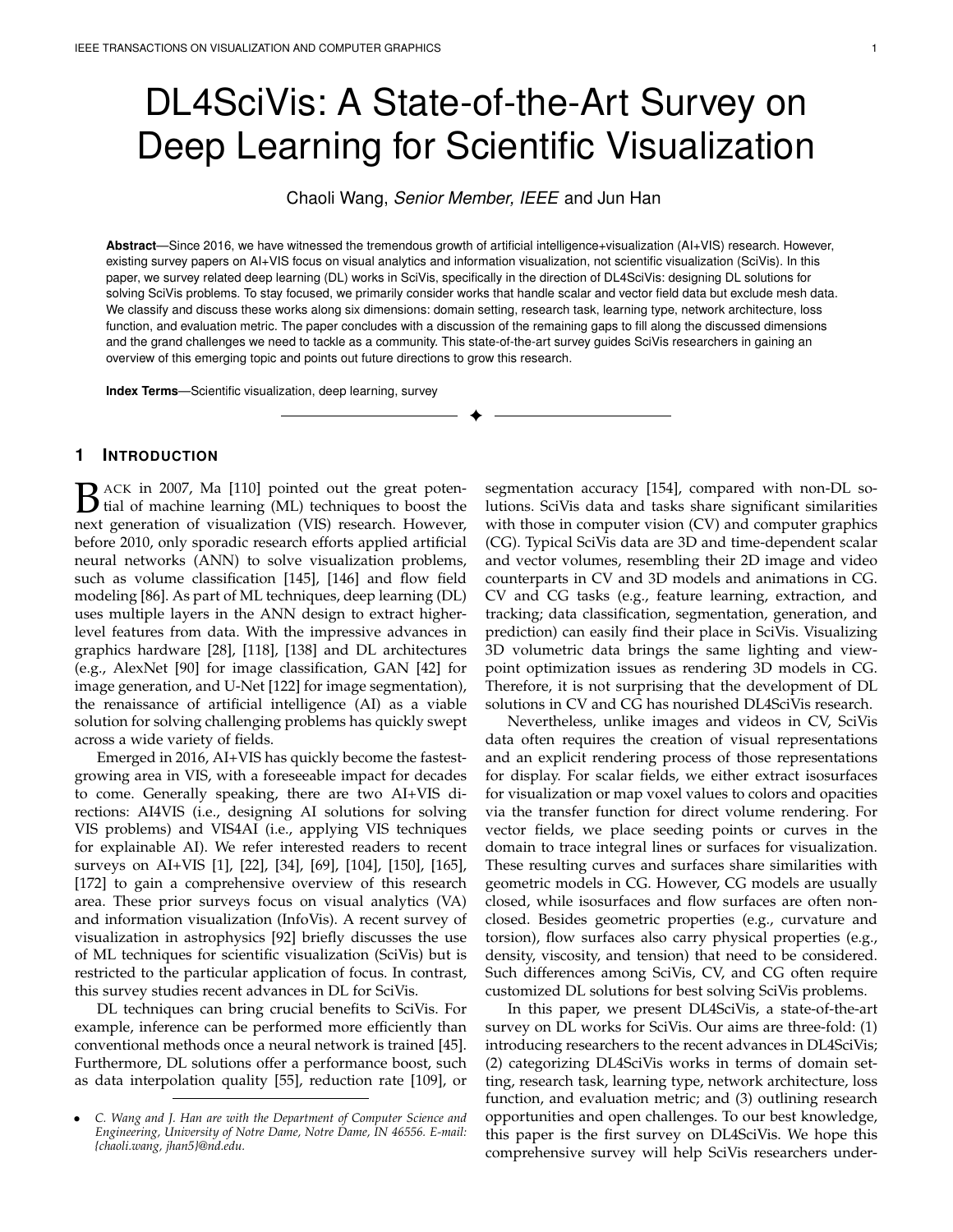# DL4SciVis: A State-of-the-Art Survey on Deep Learning for Scientific Visualization

Chaoli Wang, *Senior Member, IEEE* and Jun Han

**Abstract**—Since 2016, we have witnessed the tremendous growth of artificial intelligence+visualization (AI+VIS) research. However, existing survey papers on AI+VIS focus on visual analytics and information visualization, not scientific visualization (SciVis). In this paper, we survey related deep learning (DL) works in SciVis, specifically in the direction of DL4SciVis: designing DL solutions for solving SciVis problems. To stay focused, we primarily consider works that handle scalar and vector field data but exclude mesh data. We classify and discuss these works along six dimensions: domain setting, research task, learning type, network architecture, loss function, and evaluation metric. The paper concludes with a discussion of the remaining gaps to fill along the discussed dimensions and the grand challenges we need to tackle as a community. This state-of-the-art survey guides SciVis researchers in gaining an overview of this emerging topic and points out future directions to grow this research.

**Index Terms**—Scientific visualization, deep learning, survey

## 1 Introduction

Back in 2007, Ma [110] pointed out the great potential of machine learning (ML) techniques to boost the next generation of visualization (VIS) research. However, before 2010, only sporadic research efforts applied artificial neural networks (ANN) to solve visualization problems, such as volume classification [145], [146] and flow field modeling [86]. As part of ML techniques, deep learning (DL) uses multiple layers in the ANN design to extract higher-level features from data. With the impressive advances in graphics hardware [28], [118], [138] and DL architectures (e.g., AlexNet [90] for image classification, GAN [42] for image generation, and U-Net [122] for image segmentation), the renaissance of artificial intelligence (AI) as a viable solution for solving challenging problems has quickly swept across a wide variety of fields.

Emerged in 2016, AI+VIS has quickly become the fastest-growing area in VIS, with a foreseeable impact for decades to come. Generally speaking, there are two AI+VIS directions: AI4VIS (i.e., designing AI solutions for solving VIS problems) and VIS4AI (i.e., applying VIS techniques for explainable AI). We refer interested readers to recent surveys on AI+VIS [1], [22], [34], [69], [104], [150], [165], [172] to gain a comprehensive overview of this research area. These prior surveys focus on visual analytics (VA) and information visualization (InfoVis). A recent survey of visualization in astrophysics [92] briefly discusses the use of ML techniques for scientific visualization (SciVis) but is restricted to the particular application of focus. In contrast, this survey studies recent advances in DL for SciVis.

DL techniques can bring crucial benefits to SciVis. For example, inference can be performed more efficiently than conventional methods once a neural network is trained [45]. Furthermore, DL solutions offer a performance boost, such as data interpolation quality [55], reduction rate [109], or segmentation accuracy [154], compared with non-DL solutions. SciVis data and tasks share significant similarities with those in computer vision (CV) and computer graphics (CG). Typical SciVis data are 3D and time-dependent scalar and vector volumes, resembling their 2D image and video counterparts in CV and 3D models and animations in CG. CV and CG tasks (e.g., feature learning, extraction, and tracking; data classification, segmentation, generation, and prediction) can easily find their place in SciVis. Visualizing 3D volumetric data brings the same lighting and viewpoint optimization issues as rendering 3D models in CG. Therefore, it is not surprising that the development of DL solutions in CV and CG has nourished DL4SciVis research.

Nevertheless, unlike images and videos in CV, SciVis data often requires the creation of visual representations and an explicit rendering process of those representations for display. For scalar fields, we either extract isosurfaces for visualization or map voxel values to colors and opacities via the transfer function for direct volume rendering. For vector fields, we place seeding points or curves in the domain to trace integral lines or surfaces for visualization. These resulting curves and surfaces share similarities with geometric models in CG. However, CG models are usually closed, while isosurfaces and flow surfaces are often non-closed. Besides geometric properties (e.g., curvature and torsion), flow surfaces also carry physical properties (e.g., density, viscosity, and tension) that need to be considered. Such differences among SciVis, CV, and CG often require customized DL solutions for best solving SciVis problems.

In this paper, we present DL4SciVis, a state-of-the-art survey on DL works for SciVis. Our aims are three-fold: (1) introducing researchers to the recent advances in DL4SciVis; (2) categorizing DL4SciVis works in terms of domain setting, research task, learning type, network architecture, loss function, and evaluation metric; and (3) outlining research opportunities and open challenges. To our best knowledge, this paper is the first survey on DL4SciVis. We hope this comprehensive survey will help SciVis researchers under-

- *C. Wang and J. Han are with the Department of Computer Science and Engineering, University of Notre Dame, Notre Dame, IN 46556. E-mail: {chaoli.wang, jhan5}@nd.edu.*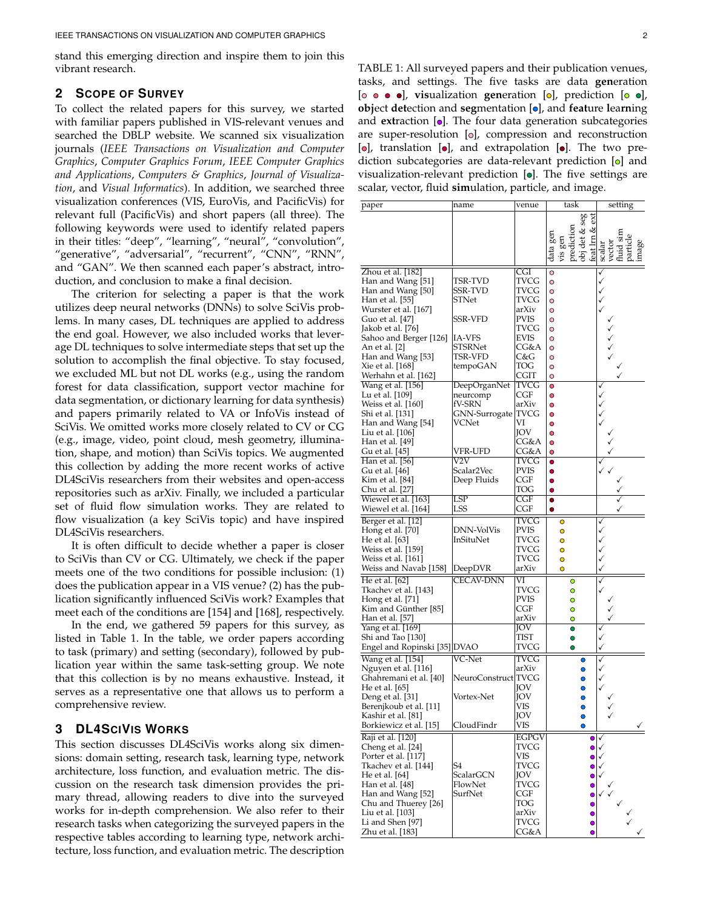stand this emerging direction and inspire them to join this vibrant research.

## 2 Scope of Survey

To collect the related papers for this survey, we started with familiar papers published in VIS-relevant venues and searched the DBLP website. We scanned six visualization journals (*IEEE Transactions on Visualization and Computer Graphics*, *Computer Graphics Forum*, *IEEE Computer Graphics and Applications*, *Computers & Graphics*, *Journal of Visualization*, and *Visual Informatics*). In addition, we searched three visualization conferences (VIS, EuroVis, and PacificVis) for relevant full (PacificVis) and short papers (all three). The following keywords were used to identify related papers in their titles: "deep", "learning", "neural", "convolution", "generative", "adversarial", "recurrent", "CNN", "RNN", and "GAN". We then scanned each paper's abstract, introduction, and conclusion to make a final decision.

The criterion for selecting a paper is that the work utilizes deep neural networks (DNNs) to solve SciVis problems. In many cases, DL techniques are applied to address the end goal. However, we also included works that leverage DL techniques to solve intermediate steps that set up the solution to accomplish the final objective. To stay focused, we excluded ML but not DL works (e.g., using the random forest for data classification, support vector machine for data segmentation, or dictionary learning for data synthesis) and papers primarily related to VA or InfoVis instead of SciVis. We omitted works more closely related to CV or CG (e.g., image, video, point cloud, mesh geometry, illumination, shape, and motion) than SciVis topics. We augmented this collection by adding the more recent works of active DL4SciVis researchers from their websites and open-access repositories such as arXiv. Finally, we included a particular set of fluid flow simulation works. They are related to flow visualization (a key SciVis topic) and have inspired DL4SciVis researchers.

It is often difficult to decide whether a paper is closer to SciVis than CV or CG. Ultimately, we check if the paper meets one of the two conditions for possible inclusion: (1) does the publication appear in a VIS venue? (2) has the publication significantly influenced SciVis work? Examples that meet each of the conditions are [154] and [168], respectively.

In the end, we gathered 59 papers for this survey, as listed in Table 1. In the table, we order papers according to task (primary) and setting (secondary), followed by publication year within the same task-setting group. We note that this collection is by no means exhaustive. Instead, it serves as a representative one that allows us to perform a comprehensive review.

## 3 DL4SciVis Works

This section discusses DL4SciVis works along six dimensions: domain setting, research task, learning type, network architecture, loss function, and evaluation metric. The discussion on the research task dimension provides the primary thread, allowing readers to dive into the surveyed works for in-depth comprehension. We also refer to their research tasks when categorizing the surveyed papers in the respective tables according to learning type, network architecture, loss function, and evaluation metric. The description

TABLE 1: All surveyed papers and their publication venues, tasks, and settings. The five tasks are data **gen**eration [○ ● ● ●], **vis**ualization **gen**eration [●], prediction [○ ●], **obj**ect **det**ection and **seg**mentation [●], and **feat**ure **l**ea**rn**ing and **ext**raction [●]. The four data generation subcategories are super-resolution [○], compression and reconstruction [●], translation [●], and extrapolation [●]. The two prediction subcategories are data-relevant prediction [○] and visualization-relevant prediction [●]. The five settings are scalar, vector, fluid **sim**ulation, particle, and image.

| paper | name | venue | data gen | vis gen | prediction | obj det & seg | feat lrn & ext | scalar | vector | fluid sim | particle | image |
|---|---|---|---|---|---|---|---|---|---|---|---|---|
| Zhou et al. [182] | | CGI | ○ (super-resolution) | | | | | ✓ | | | | |
| Han and Wang [51] | TSR-TVD | TVCG | ○ (super-resolution) | | | | | ✓ | | | | |
| Han and Wang [50] | SSR-TVD | TVCG | ○ (super-resolution) | | | | | ✓ | | | | |
| Han et al. [55] | STNet | TVCG | ○ (super-resolution) | | | | | ✓ | | | | |
| Wurster et al. [167] | | arXiv | ○ (super-resolution) | | | | | ✓ | | | | |
| Guo et al. [47] | SSR-VFD | PVIS | ○ (super-resolution) | | | | | | ✓ | | | |
| Jakob et al. [76] | | TVCG | ○ (super-resolution) | | | | | | ✓ | | | |
| Sahoo and Berger [126] | IA-VFS | EVIS | ○ (super-resolution) | | | | | | ✓ | | | |
| An et al. [2] | STSRNet | CG&A | ○ (super-resolution) | | | | | | ✓ | | | |
| Han and Wang [53] | TSR-VFD | C&G | ○ (super-resolution) | | | | | | ✓ | | | |
| Xie et al. [168] | tempoGAN | TOG | ○ (super-resolution) | | | | | | | ✓ | | |
| Werhahn et al. [162] | | CGIT | ○ (super-resolution) | | | | | | | ✓ | | |
| Wang et al. [156] | DeepOrganNet | TVCG | ● (compression and reconstruction) | | | | | ✓ | | | | |
| Lu et al. [109] | neurcomp | CGF | ● (compression and reconstruction) | | | | | ✓ | | | | |
| Weiss et al. [160] | fV-SRN | arXiv | ● (compression and reconstruction) | | | | | ✓ | | | | |
| Shi et al. [131] | GNN-Surrogate | TVCG | ● (compression and reconstruction) | | | | | ✓ | | | | |
| Han and Wang [54] | VCNet | VI | ● (compression and reconstruction) | | | | | ✓ | | | | |
| Liu et al. [106] | | JOV | ● (compression and reconstruction) | | | | | | ✓ | | | |
| Han et al. [49] | | CG&A | ● (compression and reconstruction) | | | | | | ✓ | | | |
| Gu et al. [45] | VFR-UFD | CG&A | ● (compression and reconstruction) | | | | | | ✓ | | | |
| Han et al. [56] | V2V | TVCG | ● (translation) | | | | | ✓ | | | | |
| Gu et al. [46] | Scalar2Vec | PVIS | ● (translation) | | | | | ✓ | ✓ | | | |
| Kim et al. [84] | Deep Fluids | CGF | ● (translation) | | | | | | | ✓ | | |
| Chu et al. [27] | | TOG | ● (translation) | | | | | | | ✓ | | |
| Wiewel et al. [163] | LSP | CGF | ● (extrapolation) | | | | | | | ✓ | | |
| Wiewel et al. [164] | LSS | CGF | ● (extrapolation) | | | | | | | ✓ | | |
| Berger et al. [12] | | TVCG | | ● | | | | ✓ | | | | |
| Hong et al. [70] | DNN-VolVis | PVIS | | ● | | | | ✓ | | | | |
| He et al. [63] | InSituNet | TVCG | | ● | | | | ✓ | | | | |
| Weiss et al. [159] | | TVCG | | ● | | | | ✓ | | | | |
| Weiss et al. [161] | | TVCG | | ● | | | | ✓ | | | | |
| Weiss and Navab [158] | DeepDVR | arXiv | | ● | | | | ✓ | | | | |
| He et al. [62] | CECAV-DNN | VI | | | ○ (data-relevant) | | | ✓ | | | | |
| Tkachev et al. [143] | | TVCG | | | ○ (data-relevant) | | | ✓ | | | | |
| Hong et al. [71] | | PVIS | | | ○ (data-relevant) | | | | ✓ | | | |
| Kim and Günther [85] | | CGF | | | ○ (data-relevant) | | | | ✓ | | | |
| Han et al. [57] | | arXiv | | | ○ (data-relevant) | | | | ✓ | | | |
| Yang et al. [169] | | JOV | | | ● (visualization-relevant) | | | ✓ | | | | |
| Shi and Tao [130] | | TIST | | | ● (visualization-relevant) | | | ✓ | | | | |
| Engel and Ropinski [35] | DVAO | TVCG | | | ● (visualization-relevant) | | | ✓ | | | | |
| Wang et al. [154] | VC-Net | TVCG | | | | ● | | ✓ | | | | |
| Nguyen et al. [116] | | arXiv | | | | ● | | ✓ | | | | |
| Ghahremani et al. [40] | NeuroConstruct | TVCG | | | | ● | | ✓ | | | | |
| He et al. [65] | | JOV | | | | ● | | ✓ | | | | |
| Deng et al. [31] | Vortex-Net | JOV | | | | ● | | | ✓ | | | |
| Berenjkoub et al. [11] | | VIS | | | | ● | | | ✓ | | | |
| Kashir et al. [81] | | JOV | | | | ● | | | ✓ | | | |
| Borkiewicz et al. [15] | CloudFindr | VIS | | | | ● | | | | | | ✓ |
| Raji et al. [120] | | EGPGV | | | | | ● | ✓ | | | | |
| Cheng et al. [24] | | TVCG | | | | | ● | ✓ | | | | |
| Porter et al. [117] | | VIS | | | | | ● | ✓ | | | | |
| Tkachev et al. [144] | S4 | TVCG | | | | | ● | ✓ | | | | |
| He et al. [64] | ScalarGCN | JOV | | | | | ● | ✓ | | | | |
| Han et al. [48] | FlowNet | TVCG | | | | | ● | | ✓ | | | |
| Han and Wang [52] | SurfNet | CGF | | | | | ● | ✓ | ✓ | | | |
| Chu and Thuerey [26] | | TOG | | | | | ● | | | ✓ | | |
| Liu et al. [103] | | arXiv | | | | | ● | | | | ✓ | |
| Li and Shen [97] | | TVCG | | | | | ● | | | | ✓ | |
| Zhu et al. [183] | | CG&A | | | | | ● | | | | | ✓ |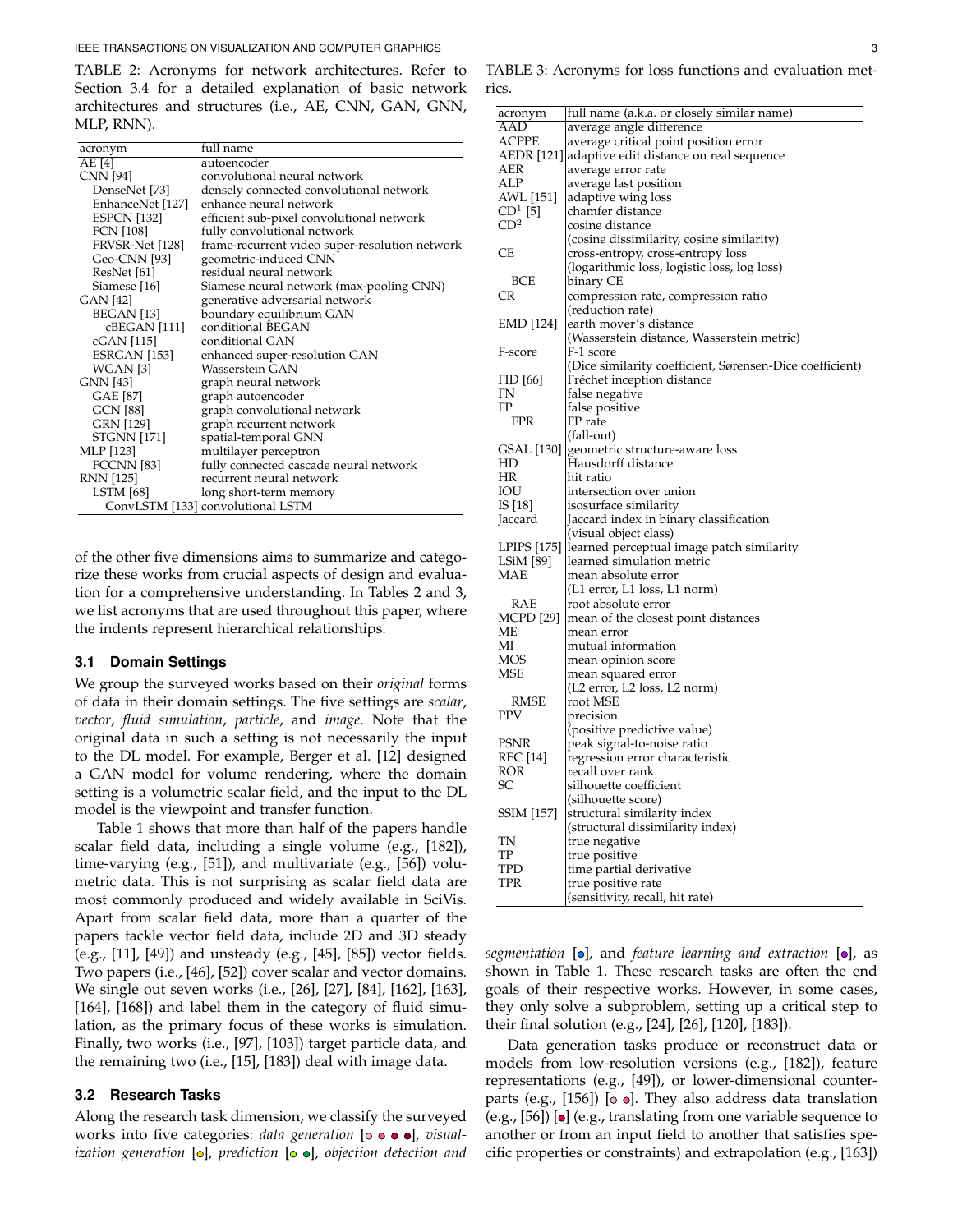TABLE 2: Acronyms for network architectures. Refer to Section 3.4 for a detailed explanation of basic network architectures and structures (i.e., AE, CNN, GAN, GNN, MLP, RNN).

| acronym | full name |
|---|---|
| AE [4] | autoencoder |
| CNN [94] | convolutional neural network |
|   DenseNet [73] | densely connected convolutional network |
|   EnhanceNet [127] | enhance neural network |
|   ESPCN [132] | efficient sub-pixel convolutional network |
|   FCN [108] | fully convolutional network |
|   FRVSR-Net [128] | frame-recurrent video super-resolution network |
|   Geo-CNN [93] | geometric-induced CNN |
|   ResNet [61] | residual neural network |
|   Siamese [16] | Siamese neural network (max-pooling CNN) |
| GAN [42] | generative adversarial network |
|   BEGAN [13] | boundary equilibrium GAN |
|     cBEGAN [111] | conditional BEGAN |
|   cGAN [115] | conditional GAN |
|   ESRGAN [153] | enhanced super-resolution GAN |
|   WGAN [3] | Wasserstein GAN |
| GNN [43] | graph neural network |
|   GAE [87] | graph autoencoder |
|   GCN [88] | graph convolutional network |
|   GRN [129] | graph recurrent network |
|   STGNN [171] | spatial-temporal GNN |
| MLP [123] | multilayer perceptron |
|   FCCNN [83] | fully connected cascade neural network |
| RNN [125] | recurrent neural network |
|   LSTM [68] | long short-term memory |
|     ConvLSTM [133] | convolutional LSTM |

of the other five dimensions aims to summarize and categorize these works from crucial aspects of design and evaluation for a comprehensive understanding. In Tables 2 and 3, we list acronyms that are used throughout this paper, where the indents represent hierarchical relationships.

### 3.1 Domain Settings

We group the surveyed works based on their *original* forms of data in their domain settings. The five settings are *scalar*, *vector*, *fluid simulation*, *particle*, and *image*. Note that the original data in such a setting is not necessarily the input to the DL model. For example, Berger et al. [12] designed a GAN model for volume rendering, where the domain setting is a volumetric scalar field, and the input to the DL model is the viewpoint and transfer function.

Table 1 shows that more than half of the papers handle scalar field data, including a single volume (e.g., [182]), time-varying (e.g., [51]), and multivariate (e.g., [56]) volumetric data. This is not surprising as scalar field data are most commonly produced and widely available in SciVis. Apart from scalar field data, more than a quarter of the papers tackle vector field data, include 2D and 3D steady (e.g., [11], [49]) and unsteady (e.g., [45], [85]) vector fields. Two papers (i.e., [46], [52]) cover scalar and vector domains. We single out seven works (i.e., [26], [27], [84], [162], [163], [164], [168]) and label them in the category of fluid simulation, as the primary focus of these works is simulation. Finally, two works (i.e., [97], [103]) target particle data, and the remaining two (i.e., [15], [183]) deal with image data.

### 3.2 Research Tasks

Along the research task dimension, we classify the surveyed works into five categories: *data generation* [○ ● ● ●], *visualization generation* [●], *prediction* [○ ●], *objection detection and* *segmentation* [●], and *feature learning and extraction* [●], as shown in Table 1. These research tasks are often the end goals of their respective works. However, in some cases, they only solve a subproblem, setting up a critical step to their final solution (e.g., [24], [26], [120], [183]).

Data generation tasks produce or reconstruct data or models from low-resolution versions (e.g., [182]), feature representations (e.g., [49]), or lower-dimensional counterparts (e.g., [156]) [○ ●]. They also address data translation (e.g., [56]) [●] (e.g., translating from one variable sequence to another or from an input field to another that satisfies specific properties or constraints) and extrapolation (e.g., [163])

TABLE 3: Acronyms for loss functions and evaluation metrics.

| acronym | full name (a.k.a. or closely similar name) |
|---|---|
| AAD | average angle difference |
| ACPPE | average critical point position error |
| AEDR [121] | adaptive edit distance on real sequence |
| AER | average error rate |
| ALP | average last position |
| AWL [151] | adaptive wing loss |
| CD[1] [5] | chamfer distance |
| CD[2] | cosine distance |
| | (cosine dissimilarity, cosine similarity) |
| CE | cross-entropy, cross-entropy loss |
| | (logarithmic loss, logistic loss, log loss) |
|   BCE | binary CE |
| CR | compression rate, compression ratio |
| | (reduction rate) |
| EMD [124] | earth mover's distance |
| | (Wasserstein distance, Wasserstein metric) |
| F-score | F-1 score |
| | (Dice similarity coefficient, Sørensen-Dice coefficient) |
| FID [66] | Fréchet inception distance |
| FN | false negative |
| FP | false positive |
|   FPR | FP rate |
| | (fall-out) |
| GSAL [130] | geometric structure-aware loss |
| HD | Hausdorff distance |
| HR | hit ratio |
| IOU | intersection over union |
| IS [18] | isosurface similarity |
| Jaccard | Jaccard index in binary classification |
| | (visual object class) |
| LPIPS [175] | learned perceptual image patch similarity |
| LSiM [89] | learned simulation metric |
| MAE | mean absolute error |
| | (L1 error, L1 loss, L1 norm) |
|   RAE | root absolute error |
| MCPD [29] | mean of the closest point distances |
| ME | mean error |
| MI | mutual information |
| MOS | mean opinion score |
| MSE | mean squared error |
| | (L2 error, L2 loss, L2 norm) |
|   RMSE | root MSE |
| PPV | precision |
| | (positive predictive value) |
| PSNR | peak signal-to-noise ratio |
| REC [14] | regression error characteristic |
| ROR | recall over rank |
| SC | silhouette coefficient |
| | (silhouette score) |
| SSIM [157] | structural similarity index |
| | (structural dissimilarity index) |
| TN | true negative |
| TP | true positive |
| TPD | time partial derivative |
| TPR | true positive rate |
| | (sensitivity, recall, hit rate) |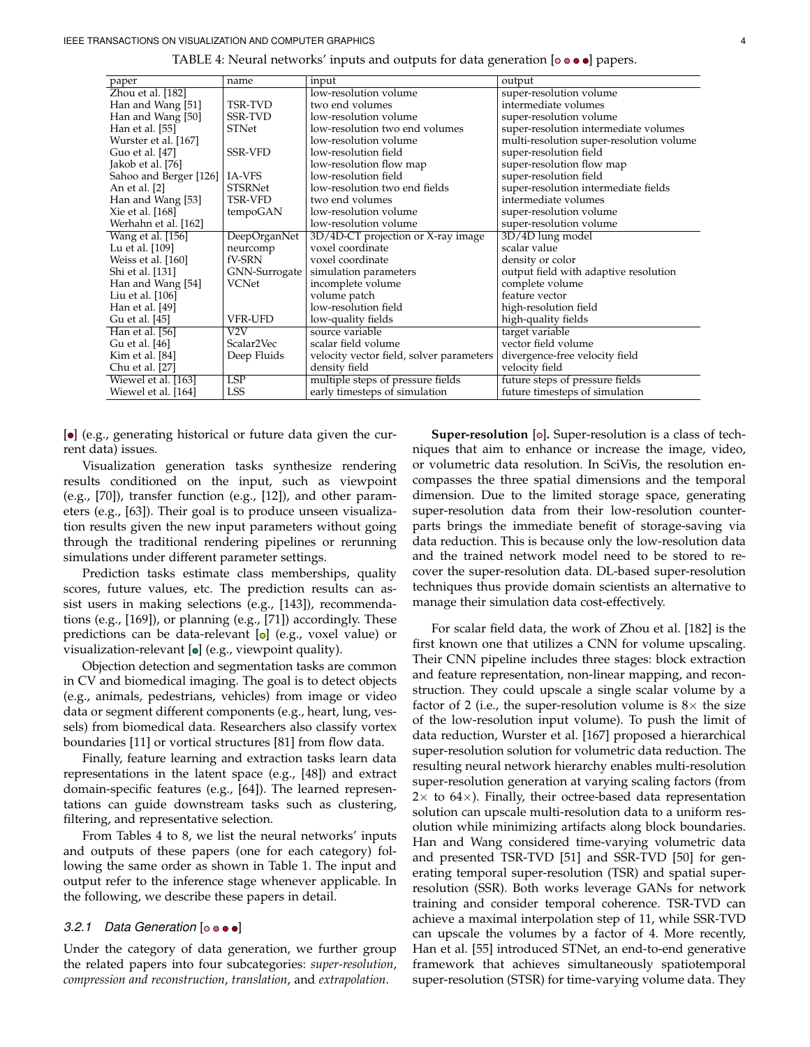TABLE 4: Neural networks' inputs and outputs for data generation [◦ • • •] papers.

| paper | name | input | output |
|---|---|---|---|
| Zhou et al. [182] | | low-resolution volume | super-resolution volume |
| Han and Wang [51] | TSR-TVD | two end volumes | intermediate volumes |
| Han and Wang [50] | SSR-TVD | low-resolution volume | super-resolution volume |
| Han et al. [55] | STNet | low-resolution two end volumes | super-resolution intermediate volumes |
| Wurster et al. [167] | | low-resolution volume | multi-resolution super-resolution volume |
| Guo et al. [47] | SSR-VFD | low-resolution field | super-resolution field |
| Jakob et al. [76] | | low-resolution flow map | super-resolution flow map |
| Sahoo and Berger [126] | IA-VFS | low-resolution field | super-resolution field |
| An et al. [2] | STSRNet | low-resolution two end fields | super-resolution intermediate fields |
| Han and Wang [53] | TSR-VFD | two end volumes | intermediate volumes |
| Xie et al. [168] | tempoGAN | low-resolution volume | super-resolution volume |
| Werhahn et al. [162] | | low-resolution volume | super-resolution volume |
| Wang et al. [156] | DeepOrganNet | 3D/4D-CT projection or X-ray image | 3D/4D lung model |
| Lu et al. [109] | neurcomp | voxel coordinate | scalar value |
| Weiss et al. [160] | fV-SRN | voxel coordinate | density or color |
| Shi et al. [131] | GNN-Surrogate | simulation parameters | output field with adaptive resolution |
| Han and Wang [54] | VCNet | incomplete volume | complete volume |
| Liu et al. [106] | | volume patch | feature vector |
| Han et al. [49] | | low-resolution field | high-resolution field |
| Gu et al. [45] | VFR-UFD | low-quality fields | high-quality fields |
| Han et al. [56] | V2V | source variable | target variable |
| Gu et al. [46] | Scalar2Vec | scalar field volume | vector field volume |
| Kim et al. [84] | Deep Fluids | velocity vector field, solver parameters | divergence-free velocity field |
| Chu et al. [27] | | density field | velocity field |
| Wiewel et al. [163] | LSP | multiple steps of pressure fields | future steps of pressure fields |
| Wiewel et al. [164] | LSS | early timesteps of simulation | future timesteps of simulation |

[•] (e.g., generating historical or future data given the current data) issues.

Visualization generation tasks synthesize rendering results conditioned on the input, such as viewpoint (e.g., [70]), transfer function (e.g., [12]), and other parameters (e.g., [63]). Their goal is to produce unseen visualization results given the new input parameters without going through the traditional rendering pipelines or rerunning simulations under different parameter settings.

Prediction tasks estimate class memberships, quality scores, future values, etc. The prediction results can assist users in making selections (e.g., [143]), recommendations (e.g., [169]), or planning (e.g., [71]) accordingly. These predictions can be data-relevant [◦] (e.g., voxel value) or visualization-relevant [•] (e.g., viewpoint quality).

Objection detection and segmentation tasks are common in CV and biomedical imaging. The goal is to detect objects (e.g., animals, pedestrians, vehicles) from image or video data or segment different components (e.g., heart, lung, vessels) from biomedical data. Researchers also classify vortex boundaries [11] or vortical structures [81] from flow data.

Finally, feature learning and extraction tasks learn data representations in the latent space (e.g., [48]) and extract domain-specific features (e.g., [64]). The learned representations can guide downstream tasks such as clustering, filtering, and representative selection.

From Tables 4 to 8, we list the neural networks' inputs and outputs of these papers (one for each category) following the same order as shown in Table 1. The input and output refer to the inference stage whenever applicable. In the following, we describe these papers in detail.

### 3.2.1 *Data Generation* [◦ • • •]

Under the category of data generation, we further group the related papers into four subcategories: *super-resolution*, *compression and reconstruction*, *translation*, and *extrapolation*.

**Super-resolution [◦].** Super-resolution is a class of techniques that aim to enhance or increase the image, video, or volumetric data resolution. In SciVis, the resolution encompasses the three spatial dimensions and the temporal dimension. Due to the limited storage space, generating super-resolution data from their low-resolution counterparts brings the immediate benefit of storage-saving via data reduction. This is because only the low-resolution data and the trained network model need to be stored to recover the super-resolution data. DL-based super-resolution techniques thus provide domain scientists an alternative to manage their simulation data cost-effectively.

For scalar field data, the work of Zhou et al. [182] is the first known one that utilizes a CNN for volume upscaling. Their CNN pipeline includes three stages: block extraction and feature representation, non-linear mapping, and reconstruction. They could upscale a single scalar volume by a factor of 2 (i.e., the super-resolution volume is $8\times$ the size of the low-resolution input volume). To push the limit of data reduction, Wurster et al. [167] proposed a hierarchical super-resolution solution for volumetric data reduction. The resulting neural network hierarchy enables multi-resolution super-resolution generation at varying scaling factors (from $2\times$ to $64\times$). Finally, their octree-based data representation solution can upscale multi-resolution data to a uniform resolution while minimizing artifacts along block boundaries. Han and Wang considered time-varying volumetric data and presented TSR-TVD [51] and SSR-TVD [50] for generating temporal super-resolution (TSR) and spatial super-resolution (SSR). Both works leverage GANs for network training and consider temporal coherence. TSR-TVD can achieve a maximal interpolation step of 11, while SSR-TVD can upscale the volumes by a factor of 4. More recently, Han et al. [55] introduced STNet, an end-to-end generative framework that achieves simultaneously spatiotemporal super-resolution (STSR) for time-varying volume data. They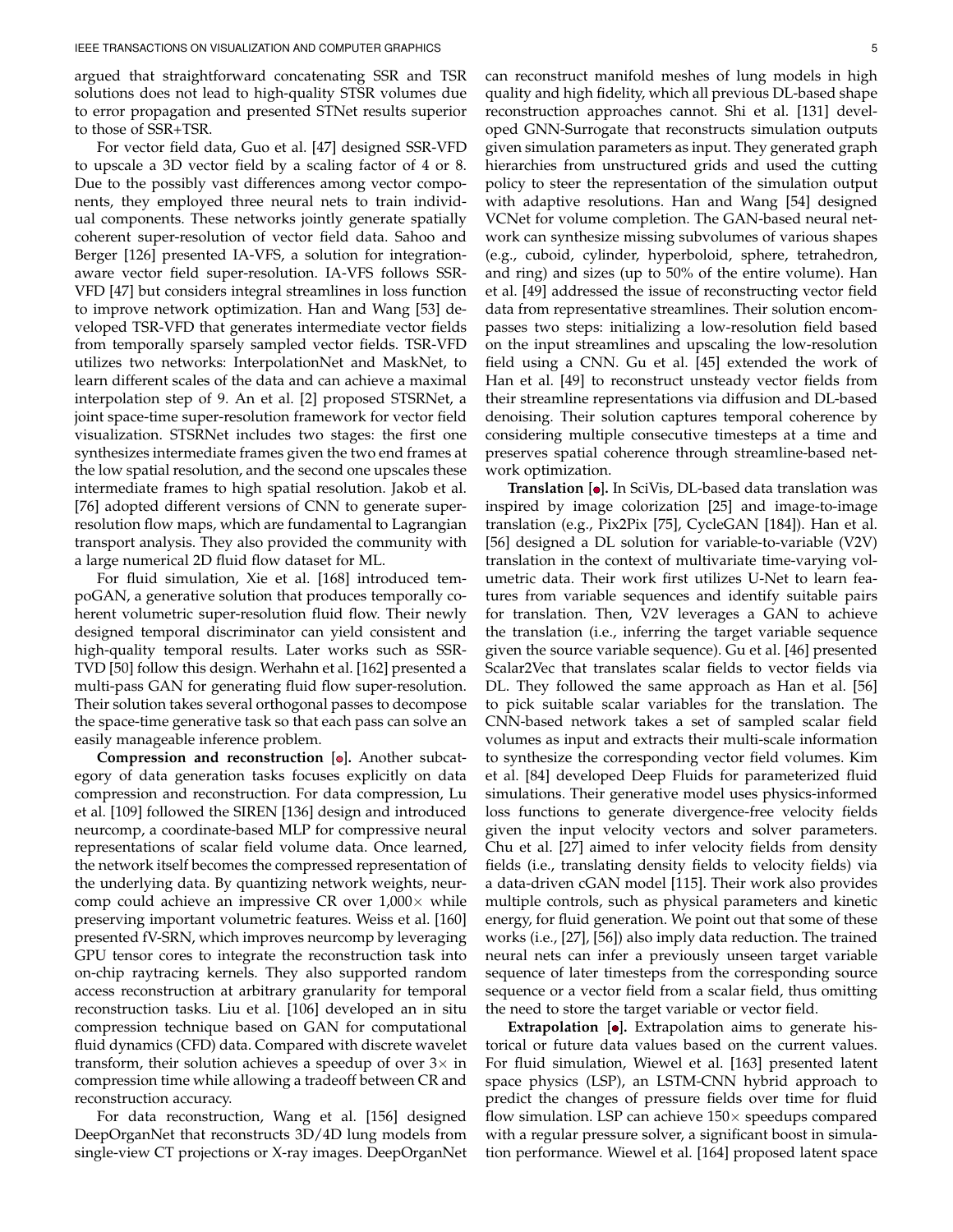argued that straightforward concatenating SSR and TSR solutions does not lead to high-quality STSR volumes due to error propagation and presented STNet results superior to those of SSR+TSR.

For vector field data, Guo et al. [47] designed SSR-VFD to upscale a 3D vector field by a scaling factor of 4 or 8. Due to the possibly vast differences among vector components, they employed three neural nets to train individual components. These networks jointly generate spatially coherent super-resolution of vector field data. Sahoo and Berger [126] presented IA-VFS, a solution for integration-aware vector field super-resolution. IA-VFS follows SSR-VFD [47] but considers integral streamlines in loss function to improve network optimization. Han and Wang [53] developed TSR-VFD that generates intermediate vector fields from temporally sparsely sampled vector fields. TSR-VFD utilizes two networks: InterpolationNet and MaskNet, to learn different scales of the data and can achieve a maximal interpolation step of 9. An et al. [2] proposed STSRNet, a joint space-time super-resolution framework for vector field visualization. STSRNet includes two stages: the first one synthesizes intermediate frames given the two end frames at the low spatial resolution, and the second one upscales these intermediate frames to high spatial resolution. Jakob et al. [76] adopted different versions of CNN to generate super-resolution flow maps, which are fundamental to Lagrangian transport analysis. They also provided the community with a large numerical 2D fluid flow dataset for ML.

For fluid simulation, Xie et al. [168] introduced tempoGAN, a generative solution that produces temporally coherent volumetric super-resolution fluid flow. Their newly designed temporal discriminator can yield consistent and high-quality temporal results. Later works such as SSR-TVD [50] follow this design. Werhahn et al. [162] presented a multi-pass GAN for generating fluid flow super-resolution. Their solution takes several orthogonal passes to decompose the space-time generative task so that each pass can solve an easily manageable inference problem.

**Compression and reconstruction [•].** Another subcategory of data generation tasks focuses explicitly on data compression and reconstruction. For data compression, Lu et al. [109] followed the SIREN [136] design and introduced neurcomp, a coordinate-based MLP for compressive neural representations of scalar field volume data. Once learned, the network itself becomes the compressed representation of the underlying data. By quantizing network weights, neurcomp could achieve an impressive CR over $1{,}000\times$ while preserving important volumetric features. Weiss et al. [160] presented fV-SRN, which improves neurcomp by leveraging GPU tensor cores to integrate the reconstruction task into on-chip raytracing kernels. They also supported random access reconstruction at arbitrary granularity for temporal reconstruction tasks. Liu et al. [106] developed an in situ compression technique based on GAN for computational fluid dynamics (CFD) data. Compared with discrete wavelet transform, their solution achieves a speedup of over $3\times$ in compression time while allowing a tradeoff between CR and reconstruction accuracy.

For data reconstruction, Wang et al. [156] designed DeepOrganNet that reconstructs 3D/4D lung models from single-view CT projections or X-ray images. DeepOrganNet can reconstruct manifold meshes of lung models in high quality and high fidelity, which all previous DL-based shape reconstruction approaches cannot. Shi et al. [131] developed GNN-Surrogate that reconstructs simulation outputs given simulation parameters as input. They generated graph hierarchies from unstructured grids and used the cutting policy to steer the representation of the simulation output with adaptive resolutions. Han and Wang [54] designed VCNet for volume completion. The GAN-based neural network can synthesize missing subvolumes of various shapes (e.g., cuboid, cylinder, hyperboloid, sphere, tetrahedron, and ring) and sizes (up to 50% of the entire volume). Han et al. [49] addressed the issue of reconstructing vector field data from representative streamlines. Their solution encompasses two steps: initializing a low-resolution field based on the input streamlines and upscaling the low-resolution field using a CNN. Gu et al. [45] extended the work of Han et al. [49] to reconstruct unsteady vector fields from their streamline representations via diffusion and DL-based denoising. Their solution captures temporal coherence by considering multiple consecutive timesteps at a time and preserves spatial coherence through streamline-based network optimization.

**Translation [•].** In SciVis, DL-based data translation was inspired by image colorization [25] and image-to-image translation (e.g., Pix2Pix [75], CycleGAN [184]). Han et al. [56] designed a DL solution for variable-to-variable (V2V) translation in the context of multivariate time-varying volumetric data. Their work first utilizes U-Net to learn features from variable sequences and identify suitable pairs for translation. Then, V2V leverages a GAN to achieve the translation (i.e., inferring the target variable sequence given the source variable sequence). Gu et al. [46] presented Scalar2Vec that translates scalar fields to vector fields via DL. They followed the same approach as Han et al. [56] to pick suitable scalar variables for the translation. The CNN-based network takes a set of sampled scalar field volumes as input and extracts their multi-scale information to synthesize the corresponding vector field volumes. Kim et al. [84] developed Deep Fluids for parameterized fluid simulations. Their generative model uses physics-informed loss functions to generate divergence-free velocity fields given the input velocity vectors and solver parameters. Chu et al. [27] aimed to infer velocity fields from density fields (i.e., translating density fields to velocity fields) via a data-driven cGAN model [115]. Their work also provides multiple controls, such as physical parameters and kinetic energy, for fluid generation. We point out that some of these works (i.e., [27], [56]) also imply data reduction. The trained neural nets can infer a previously unseen target variable sequence of later timesteps from the corresponding source sequence or a vector field from a scalar field, thus omitting the need to store the target variable or vector field.

**Extrapolation [•].** Extrapolation aims to generate historical or future data values based on the current values. For fluid simulation, Wiewel et al. [163] presented latent space physics (LSP), an LSTM-CNN hybrid approach to predict the changes of pressure fields over time for fluid flow simulation. LSP can achieve $150\times$ speedups compared with a regular pressure solver, a significant boost in simulation performance. Wiewel et al. [164] proposed latent space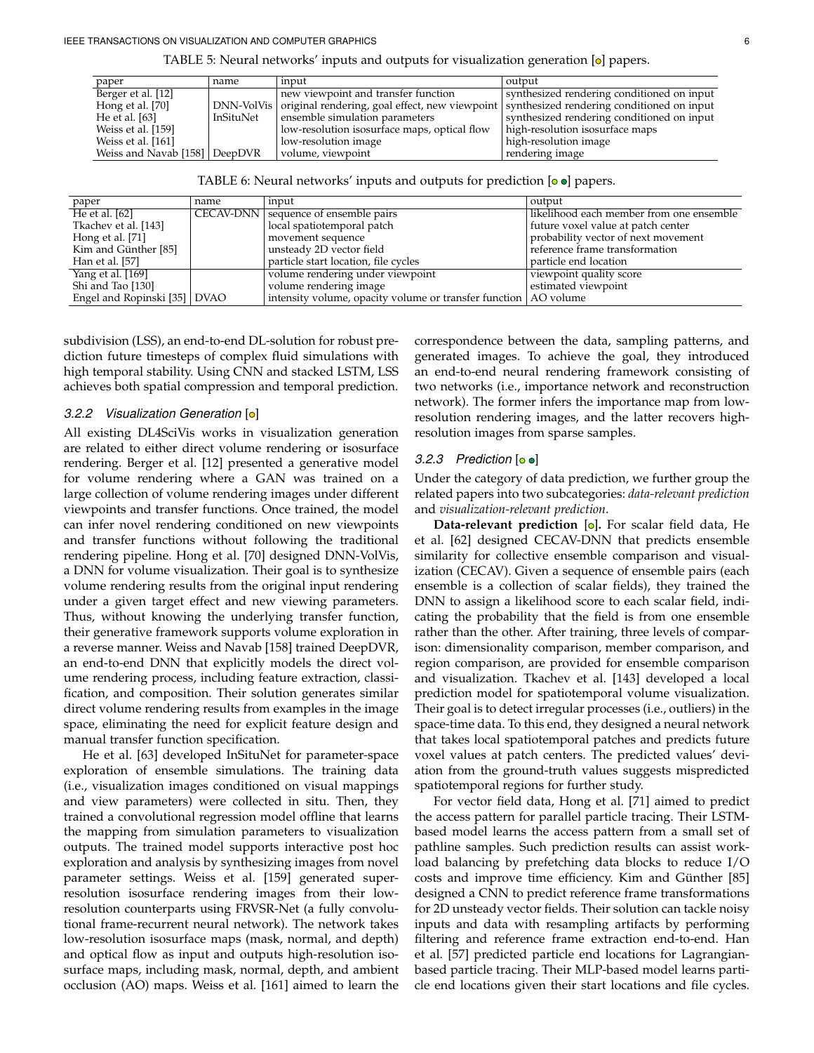TABLE 5: Neural networks' inputs and outputs for visualization generation [●] papers.

| paper | name | input | output |
|---|---|---|---|
| Berger et al. [12] | | new viewpoint and transfer function | synthesized rendering conditioned on input |
| Hong et al. [70] | DNN-VolVis | original rendering, goal effect, new viewpoint | synthesized rendering conditioned on input |
| He et al. [63] | InSituNet | ensemble simulation parameters | synthesized rendering conditioned on input |
| Weiss et al. [159] | | low-resolution isosurface maps, optical flow | high-resolution isosurface maps |
| Weiss et al. [161] | | low-resolution image | high-resolution image |
| Weiss and Navab [158] | DeepDVR | volume, viewpoint | rendering image |

TABLE 6: Neural networks' inputs and outputs for prediction [● ●] papers.

| paper | name | input | output |
|---|---|---|---|
| He et al. [62] | CECAV-DNN | sequence of ensemble pairs | likelihood each member from one ensemble |
| Tkachev et al. [143] | | local spatiotemporal patch | future voxel value at patch center |
| Hong et al. [71] | | movement sequence | probability vector of next movement |
| Kim and Günther [85] | | unsteady 2D vector field | reference frame transformation |
| Han et al. [57] | | particle start location, file cycles | particle end location |
| Yang et al. [169] | | volume rendering under viewpoint | viewpoint quality score |
| Shi and Tao [130] | | volume rendering image | estimated viewpoint |
| Engel and Ropinski [35] | DVAO | intensity volume, opacity volume or transfer function | AO volume |

subdivision (LSS), an end-to-end DL-solution for robust prediction future timesteps of complex fluid simulations with high temporal stability. Using CNN and stacked LSTM, LSS achieves both spatial compression and temporal prediction.

#### 3.2.2 Visualization Generation [●]

All existing DL4SciVis works in visualization generation are related to either direct volume rendering or isosurface rendering. Berger et al. [12] presented a generative model for volume rendering where a GAN was trained on a large collection of volume rendering images under different viewpoints and transfer functions. Once trained, the model can infer novel rendering conditioned on new viewpoints and transfer functions without following the traditional rendering pipeline. Hong et al. [70] designed DNN-VolVis, a DNN for volume visualization. Their goal is to synthesize volume rendering results from the original input rendering under a given target effect and new viewing parameters. Thus, without knowing the underlying transfer function, their generative framework supports volume exploration in a reverse manner. Weiss and Navab [158] trained DeepDVR, an end-to-end DNN that explicitly models the direct volume rendering process, including feature extraction, classification, and composition. Their solution generates similar direct volume rendering results from examples in the image space, eliminating the need for explicit feature design and manual transfer function specification.

He et al. [63] developed InSituNet for parameter-space exploration of ensemble simulations. The training data (i.e., visualization images conditioned on visual mappings and view parameters) were collected in situ. Then, they trained a convolutional regression model offline that learns the mapping from simulation parameters to visualization outputs. The trained model supports interactive post hoc exploration and analysis by synthesizing images from novel parameter settings. Weiss et al. [159] generated super-resolution isosurface rendering images from their low-resolution counterparts using FRVSR-Net (a fully convolutional frame-recurrent neural network). The network takes low-resolution isosurface maps (mask, normal, and depth) and optical flow as input and outputs high-resolution isosurface maps, including mask, normal, depth, and ambient occlusion (AO) maps. Weiss et al. [161] aimed to learn the correspondence between the data, sampling patterns, and generated images. To achieve the goal, they introduced an end-to-end neural rendering framework consisting of two networks (i.e., importance network and reconstruction network). The former infers the importance map from low-resolution rendering images, and the latter recovers high-resolution images from sparse samples.

#### 3.2.3 Prediction [● ●]

Under the category of data prediction, we further group the related papers into two subcategories: *data-relevant prediction* and *visualization-relevant prediction*.

**Data-relevant prediction [●].** For scalar field data, He et al. [62] designed CECAV-DNN that predicts ensemble similarity for collective ensemble comparison and visualization (CECAV). Given a sequence of ensemble pairs (each ensemble is a collection of scalar fields), they trained the DNN to assign a likelihood score to each scalar field, indicating the probability that the field is from one ensemble rather than the other. After training, three levels of comparison: dimensionality comparison, member comparison, and region comparison, are provided for ensemble comparison and visualization. Tkachev et al. [143] developed a local prediction model for spatiotemporal volume visualization. Their goal is to detect irregular processes (i.e., outliers) in the space-time data. To this end, they designed a neural network that takes local spatiotemporal patches and predicts future voxel values at patch centers. The predicted values' deviation from the ground-truth values suggests mispredicted spatiotemporal regions for further study.

For vector field data, Hong et al. [71] aimed to predict the access pattern for parallel particle tracing. Their LSTM-based model learns the access pattern from a small set of pathline samples. Such prediction results can assist workload balancing by prefetching data blocks to reduce I/O costs and improve time efficiency. Kim and Günther [85] designed a CNN to predict reference frame transformations for 2D unsteady vector fields. Their solution can tackle noisy inputs and data with resampling artifacts by performing filtering and reference frame extraction end-to-end. Han et al. [57] predicted particle end locations for Lagrangian-based particle tracing. Their MLP-based model learns particle end locations given their start locations and file cycles.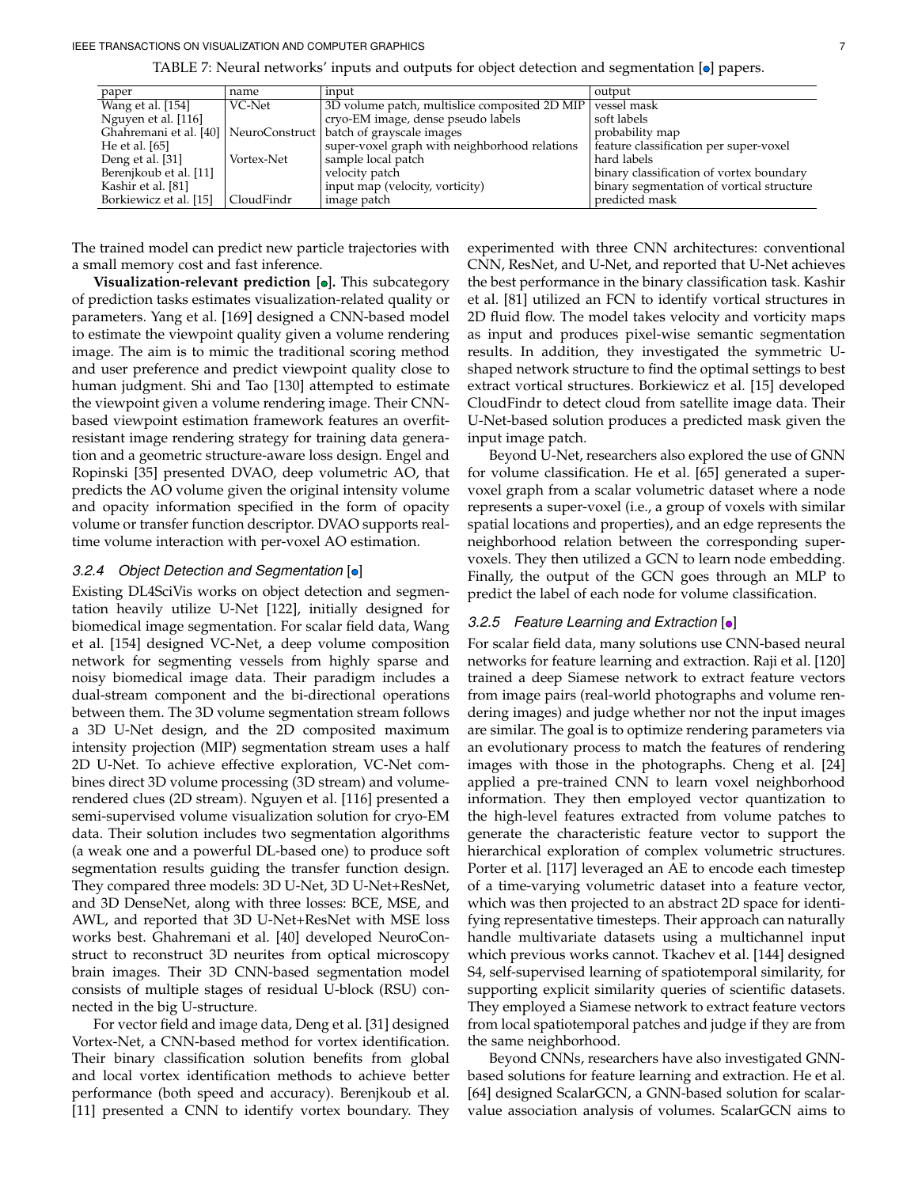TABLE 7: Neural networks' inputs and outputs for object detection and segmentation [●] papers.

| paper | name | input | output |
|---|---|---|---|
| Wang et al. [154] | VC-Net | 3D volume patch, multislice composited 2D MIP | vessel mask |
| Nguyen et al. [116] | | cryo-EM image, dense pseudo labels | soft labels |
| Ghahremani et al. [40] | NeuroConstruct | batch of grayscale images | probability map |
| He et al. [65] | | super-voxel graph with neighborhood relations | feature classification per super-voxel |
| Deng et al. [31] | Vortex-Net | sample local patch | hard labels |
| Berenjkoub et al. [11] | | velocity patch | binary classification of vortex boundary |
| Kashir et al. [81] | | input map (velocity, vorticity) | binary segmentation of vortical structure |
| Borkiewicz et al. [15] | CloudFindr | image patch | predicted mask |

The trained model can predict new particle trajectories with a small memory cost and fast inference.

**Visualization-relevant prediction [●].** This subcategory of prediction tasks estimates visualization-related quality or parameters. Yang et al. [169] designed a CNN-based model to estimate the viewpoint quality given a volume rendering image. The aim is to mimic the traditional scoring method and user preference and predict viewpoint quality close to human judgment. Shi and Tao [130] attempted to estimate the viewpoint given a volume rendering image. Their CNN-based viewpoint estimation framework features an overfit-resistant image rendering strategy for training data generation and a geometric structure-aware loss design. Engel and Ropinski [35] presented DVAO, deep volumetric AO, that predicts the AO volume given the original intensity volume and opacity information specified in the form of opacity volume or transfer function descriptor. DVAO supports real-time volume interaction with per-voxel AO estimation.

### 3.2.4 Object Detection and Segmentation [●]

Existing DL4SciVis works on object detection and segmentation heavily utilize U-Net [122], initially designed for biomedical image segmentation. For scalar field data, Wang et al. [154] designed VC-Net, a deep volume composition network for segmenting vessels from highly sparse and noisy biomedical image data. Their paradigm includes a dual-stream component and the bi-directional operations between them. The 3D volume segmentation stream follows a 3D U-Net design, and the 2D composited maximum intensity projection (MIP) segmentation stream uses a half 2D U-Net. To achieve effective exploration, VC-Net combines direct 3D volume processing (3D stream) and volume-rendered clues (2D stream). Nguyen et al. [116] presented a semi-supervised volume visualization solution for cryo-EM data. Their solution includes two segmentation algorithms (a weak one and a powerful DL-based one) to produce soft segmentation results guiding the transfer function design. They compared three models: 3D U-Net, 3D U-Net+ResNet, and 3D DenseNet, along with three losses: BCE, MSE, and AWL, and reported that 3D U-Net+ResNet with MSE loss works best. Ghahremani et al. [40] developed NeuroConstruct to reconstruct 3D neurites from optical microscopy brain images. Their 3D CNN-based segmentation model consists of multiple stages of residual U-block (RSU) connected in the big U-structure.

For vector field and image data, Deng et al. [31] designed Vortex-Net, a CNN-based method for vortex identification. Their binary classification solution benefits from global and local vortex identification methods to achieve better performance (both speed and accuracy). Berenjkoub et al. [11] presented a CNN to identify vortex boundary. They experimented with three CNN architectures: conventional CNN, ResNet, and U-Net, and reported that U-Net achieves the best performance in the binary classification task. Kashir et al. [81] utilized an FCN to identify vortical structures in 2D fluid flow. The model takes velocity and vorticity maps as input and produces pixel-wise semantic segmentation results. In addition, they investigated the symmetric U-shaped network structure to find the optimal settings to best extract vortical structures. Borkiewicz et al. [15] developed CloudFindr to detect cloud from satellite image data. Their U-Net-based solution produces a predicted mask given the input image patch.

Beyond U-Net, researchers also explored the use of GNN for volume classification. He et al. [65] generated a super-voxel graph from a scalar volumetric dataset where a node represents a super-voxel (i.e., a group of voxels with similar spatial locations and properties), and an edge represents the neighborhood relation between the corresponding super-voxels. They then utilized a GCN to learn node embedding. Finally, the output of the GCN goes through an MLP to predict the label of each node for volume classification.

### 3.2.5 Feature Learning and Extraction [●]

For scalar field data, many solutions use CNN-based neural networks for feature learning and extraction. Raji et al. [120] trained a deep Siamese network to extract feature vectors from image pairs (real-world photographs and volume rendering images) and judge whether nor not the input images are similar. The goal is to optimize rendering parameters via an evolutionary process to match the features of rendering images with those in the photographs. Cheng et al. [24] applied a pre-trained CNN to learn voxel neighborhood information. They then employed vector quantization to the high-level features extracted from volume patches to generate the characteristic feature vector to support the hierarchical exploration of complex volumetric structures. Porter et al. [117] leveraged an AE to encode each timestep of a time-varying volumetric dataset into a feature vector, which was then projected to an abstract 2D space for identifying representative timesteps. Their approach can naturally handle multivariate datasets using a multichannel input which previous works cannot. Tkachev et al. [144] designed S4, self-supervised learning of spatiotemporal similarity, for supporting explicit similarity queries of scientific datasets. They employed a Siamese network to extract feature vectors from local spatiotemporal patches and judge if they are from the same neighborhood.

Beyond CNNs, researchers have also investigated GNN-based solutions for feature learning and extraction. He et al. [64] designed ScalarGCN, a GNN-based solution for scalar-value association analysis of volumes. ScalarGCN aims to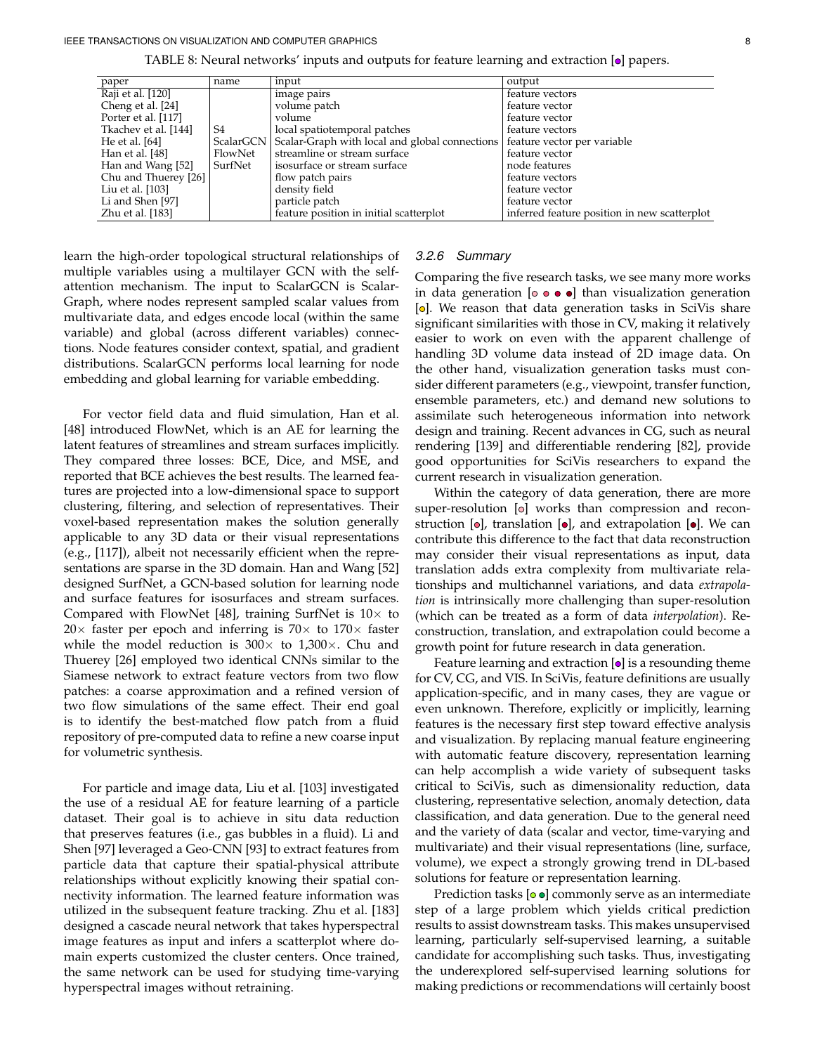TABLE 8: Neural networks' inputs and outputs for feature learning and extraction [●] papers.

| paper | name | input | output |
|---|---|---|---|
| Raji et al. [120] | | image pairs | feature vectors |
| Cheng et al. [24] | | volume patch | feature vector |
| Porter et al. [117] | | volume | feature vector |
| Tkachev et al. [144] | S4 | local spatiotemporal patches | feature vectors |
| He et al. [64] | ScalarGCN | Scalar-Graph with local and global connections | feature vector per variable |
| Han et al. [48] | FlowNet | streamline or stream surface | feature vector |
| Han and Wang [52] | SurfNet | isosurface or stream surface | node features |
| Chu and Thuerey [26] | | flow patch pairs | feature vectors |
| Liu et al. [103] | | density field | feature vector |
| Li and Shen [97] | | particle patch | feature vector |
| Zhu et al. [183] | | feature position in initial scatterplot | inferred feature position in new scatterplot |

learn the high-order topological structural relationships of multiple variables using a multilayer GCN with the self-attention mechanism. The input to ScalarGCN is Scalar-Graph, where nodes represent sampled scalar values from multivariate data, and edges encode local (within the same variable) and global (across different variables) connections. Node features consider context, spatial, and gradient distributions. ScalarGCN performs local learning for node embedding and global learning for variable embedding.

For vector field data and fluid simulation, Han et al. [48] introduced FlowNet, which is an AE for learning the latent features of streamlines and stream surfaces implicitly. They compared three losses: BCE, Dice, and MSE, and reported that BCE achieves the best results. The learned features are projected into a low-dimensional space to support clustering, filtering, and selection of representatives. Their voxel-based representation makes the solution generally applicable to any 3D data or their visual representations (e.g., [117]), albeit not necessarily efficient when the representations are sparse in the 3D domain. Han and Wang [52] designed SurfNet, a GCN-based solution for learning node and surface features for isosurfaces and stream surfaces. Compared with FlowNet [48], training SurfNet is $10\times$ to $20\times$ faster per epoch and inferring is $70\times$ to $170\times$ faster while the model reduction is $300\times$ to $1{,}300\times$. Chu and Thuerey [26] employed two identical CNNs similar to the Siamese network to extract feature vectors from two flow patches: a coarse approximation and a refined version of two flow simulations of the same effect. Their end goal is to identify the best-matched flow patch from a fluid repository of pre-computed data to refine a new coarse input for volumetric synthesis.

For particle and image data, Liu et al. [103] investigated the use of a residual AE for feature learning of a particle dataset. Their goal is to achieve in situ data reduction that preserves features (i.e., gas bubbles in a fluid). Li and Shen [97] leveraged a Geo-CNN [93] to extract features from particle data that capture their spatial-physical attribute relationships without explicitly knowing their spatial connectivity information. The learned feature information was utilized in the subsequent feature tracking. Zhu et al. [183] designed a cascade neural network that takes hyperspectral image features as input and infers a scatterplot where domain experts customized the cluster centers. Once trained, the same network can be used for studying time-varying hyperspectral images without retraining.

#### 3.2.6 Summary

Comparing the five research tasks, we see many more works in data generation [● ● ● ●] than visualization generation [●]. We reason that data generation tasks in SciVis share significant similarities with those in CV, making it relatively easier to work on even with the apparent challenge of handling 3D volume data instead of 2D image data. On the other hand, visualization generation tasks must consider different parameters (e.g., viewpoint, transfer function, ensemble parameters, etc.) and demand new solutions to assimilate such heterogeneous information into network design and training. Recent advances in CG, such as neural rendering [139] and differentiable rendering [82], provide good opportunities for SciVis researchers to expand the current research in visualization generation.

Within the category of data generation, there are more super-resolution [●] works than compression and reconstruction [●], translation [●], and extrapolation [●]. We can contribute this difference to the fact that data reconstruction may consider their visual representations as input, data translation adds extra complexity from multivariate relationships and multichannel variations, and data *extrapolation* is intrinsically more challenging than super-resolution (which can be treated as a form of data *interpolation*). Reconstruction, translation, and extrapolation could become a growth point for future research in data generation.

Feature learning and extraction [●] is a resounding theme for CV, CG, and VIS. In SciVis, feature definitions are usually application-specific, and in many cases, they are vague or even unknown. Therefore, explicitly or implicitly, learning features is the necessary first step toward effective analysis and visualization. By replacing manual feature engineering with automatic feature discovery, representation learning can help accomplish a wide variety of subsequent tasks critical to SciVis, such as dimensionality reduction, data clustering, representative selection, anomaly detection, data classification, and data generation. Due to the general need and the variety of data (scalar and vector, time-varying and multivariate) and their visual representations (line, surface, volume), we expect a strongly growing trend in DL-based solutions for feature or representation learning.

Prediction tasks [● ●] commonly serve as an intermediate step of a large problem which yields critical prediction results to assist downstream tasks. This makes unsupervised learning, particularly self-supervised learning, a suitable candidate for accomplishing such tasks. Thus, investigating the underexplored self-supervised learning solutions for making predictions or recommendations will certainly boost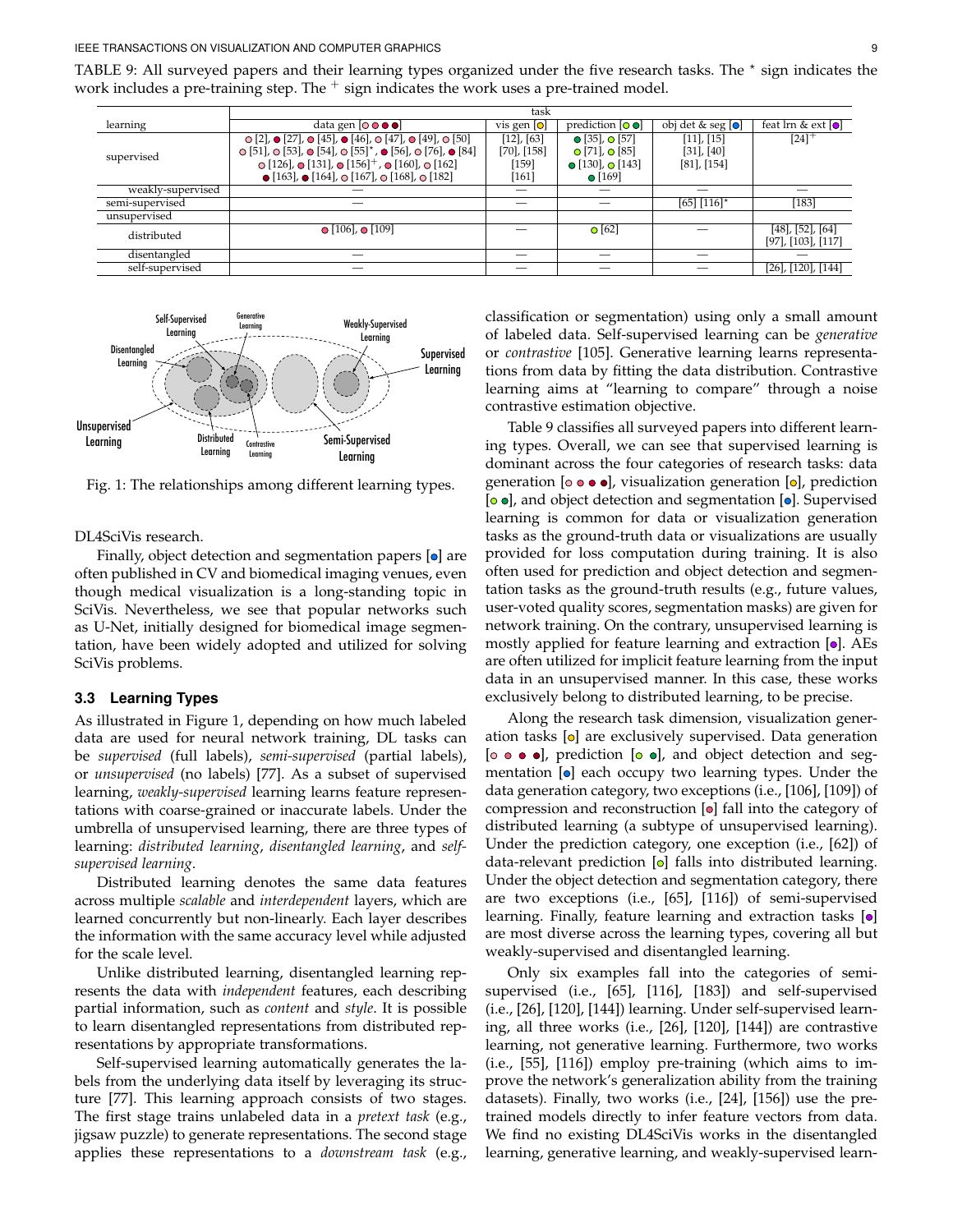TABLE 9: All surveyed papers and their learning types organized under the five research tasks. The ⋆ sign indicates the work includes a pre-training step. The + sign indicates the work uses a pre-trained model.

| learning | task | | | | |
|---|---|---|---|---|---|
| | data gen [○ ● ● ●] | vis gen [●] | prediction [● ●] | obj det & seg [●] | feat lrn & ext [●] |
| supervised | ○ [2], ● [27], ● [45], ● [46], ○ [47], ● [49], ○ [50] ○ [51], ○ [53], ● [54], ○ [55]⋆, ● [56], ○ [76], ● [84] ○ [126], ● [131], ● [156]+, ● [160], ○ [162] ● [163], ● [164], ○ [167], ● [168], ○ [182] | [12], [63] [70], [158] [159] [161] | ● [35], ● [57] ● [71], ● [85] ● [130], ● [143] ● [169] | [11], [15] [31], [40] [81], [154] | [24]+ |
| weakly-supervised | — | — | — | — | — |
| semi-supervised | — | — | — | [65] [116]⋆ | [183] |
| unsupervised | | | | | |
| distributed | ● [106], ● [109] | — | ● [62] | — | [48], [52], [64] [97], [103], [117] |
| disentangled | — | — | — | — | — |
| self-supervised | — | — | — | — | [26], [120], [144] |

Fig. 1: The relationships among different learning types.

DL4SciVis research.

Finally, object detection and segmentation papers [●] are often published in CV and biomedical imaging venues, even though medical visualization is a long-standing topic in SciVis. Nevertheless, we see that popular networks such as U-Net, initially designed for biomedical image segmentation, have been widely adopted and utilized for solving SciVis problems.

### 3.3 Learning Types

As illustrated in Figure 1, depending on how much labeled data are used for neural network training, DL tasks can be *supervised* (full labels), *semi-supervised* (partial labels), or *unsupervised* (no labels) [77]. As a subset of supervised learning, *weakly-supervised* learning learns feature representations with coarse-grained or inaccurate labels. Under the umbrella of unsupervised learning, there are three types of learning: *distributed learning*, *disentangled learning*, and *self-supervised learning*.

Distributed learning denotes the same data features across multiple *scalable* and *interdependent* layers, which are learned concurrently but non-linearly. Each layer describes the information with the same accuracy level while adjusted for the scale level.

Unlike distributed learning, disentangled learning represents the data with *independent* features, each describing partial information, such as *content* and *style*. It is possible to learn disentangled representations from distributed representations by appropriate transformations.

Self-supervised learning automatically generates the labels from the underlying data itself by leveraging its structure [77]. This learning approach consists of two stages. The first stage trains unlabeled data in a *pretext task* (e.g., jigsaw puzzle) to generate representations. The second stage applies these representations to a *downstream task* (e.g., classification or segmentation) using only a small amount of labeled data. Self-supervised learning can be *generative* or *contrastive* [105]. Generative learning learns representations from data by fitting the data distribution. Contrastive learning aims at "learning to compare" through a noise contrastive estimation objective.

Table 9 classifies all surveyed papers into different learning types. Overall, we can see that supervised learning is dominant across the four categories of research tasks: data generation [○ ● ● ●], visualization generation [●], prediction [○ ●], and object detection and segmentation [●]. Supervised learning is common for data or visualization generation tasks as the ground-truth data or visualizations are usually provided for loss computation during training. It is also often used for prediction and object detection and segmentation tasks as the ground-truth results (e.g., future values, user-voted quality scores, segmentation masks) are given for network training. On the contrary, unsupervised learning is mostly applied for feature learning and extraction [●]. AEs are often utilized for implicit feature learning from the input data in an unsupervised manner. In this case, these works exclusively belong to distributed learning, to be precise.

Along the research task dimension, visualization generation tasks [●] are exclusively supervised. Data generation [○ ● ● ●], prediction [○ ●], and object detection and segmentation [●] each occupy two learning types. Under the data generation category, two exceptions (i.e., [106], [109]) of compression and reconstruction [●] fall into the category of distributed learning (a subtype of unsupervised learning). Under the prediction category, one exception (i.e., [62]) of data-relevant prediction [●] falls into distributed learning. Under the object detection and segmentation category, there are two exceptions (i.e., [65], [116]) of semi-supervised learning. Finally, feature learning and extraction tasks [●] are most diverse across the learning types, covering all but weakly-supervised and disentangled learning.

Only six examples fall into the categories of semi-supervised (i.e., [65], [116], [183]) and self-supervised (i.e., [26], [120], [144]) learning. Under self-supervised learning, all three works (i.e., [26], [120], [144]) are contrastive learning, not generative learning. Furthermore, two works (i.e., [55], [116]) employ pre-training (which aims to improve the network's generalization ability from the training datasets). Finally, two works (i.e., [24], [156]) use the pre-trained models directly to infer feature vectors from data. We find no existing DL4SciVis works in the disentangled learning, generative learning, and weakly-supervised learn-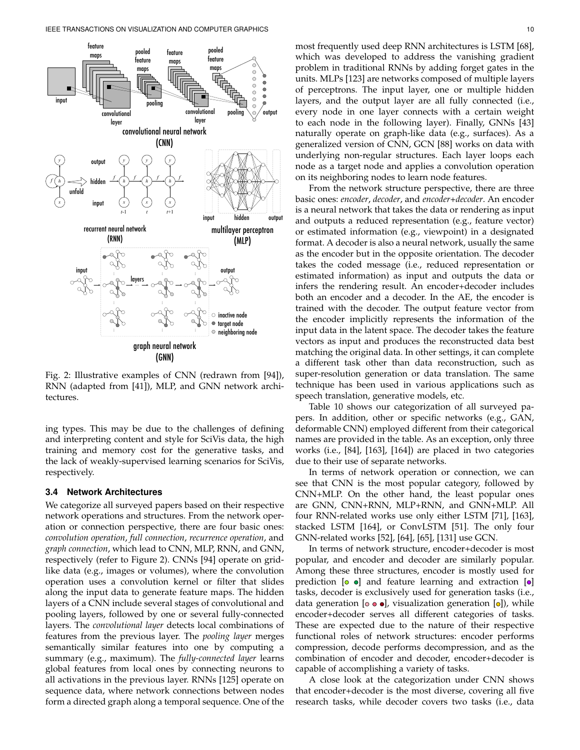Fig. 2: Illustrative examples of CNN (redrawn from [94]), RNN (adapted from [41]), MLP, and GNN network architectures.

ing types. This may be due to the challenges of defining and interpreting content and style for SciVis data, the high training and memory cost for the generative tasks, and the lack of weakly-supervised learning scenarios for SciVis, respectively.

### 3.4 Network Architectures

We categorize all surveyed papers based on their respective network operations and structures. From the network operation or connection perspective, there are four basic ones: *convolution operation*, *full connection*, *recurrence operation*, and *graph connection*, which lead to CNN, MLP, RNN, and GNN, respectively (refer to Figure 2). CNNs [94] operate on grid-like data (e.g., images or volumes), where the convolution operation uses a convolution kernel or filter that slides along the input data to generate feature maps. The hidden layers of a CNN include several stages of convolutional and pooling layers, followed by one or several fully-connected layers. The *convolutional layer* detects local combinations of features from the previous layer. The *pooling layer* merges semantically similar features into one by computing a summary (e.g., maximum). The *fully-connected layer* learns global features from local ones by connecting neurons to all activations in the previous layer. RNNs [125] operate on sequence data, where network connections between nodes form a directed graph along a temporal sequence. One of the most frequently used deep RNN architectures is LSTM [68], which was developed to address the vanishing gradient problem in traditional RNNs by adding forget gates in the units. MLPs [123] are networks composed of multiple layers of perceptrons. The input layer, one or multiple hidden layers, and the output layer are all fully connected (i.e., every node in one layer connects with a certain weight to each node in the following layer). Finally, GNNs [43] naturally operate on graph-like data (e.g., surfaces). As a generalized version of CNN, GCN [88] works on data with underlying non-regular structures. Each layer loops each node as a target node and applies a convolution operation on its neighboring nodes to learn node features.

From the network structure perspective, there are three basic ones: *encoder*, *decoder*, and *encoder+decoder*. An encoder is a neural network that takes the data or rendering as input and outputs a reduced representation (e.g., feature vector) or estimated information (e.g., viewpoint) in a designated format. A decoder is also a neural network, usually the same as the encoder but in the opposite orientation. The decoder takes the coded message (i.e., reduced representation or estimated information) as input and outputs the data or infers the rendering result. An encoder+decoder includes both an encoder and a decoder. In the AE, the encoder is trained with the decoder. The output feature vector from the encoder implicitly represents the information of the input data in the latent space. The decoder takes the feature vectors as input and produces the reconstructed data best matching the original data. In other settings, it can complete a different task other than data reconstruction, such as super-resolution generation or data translation. The same technique has been used in various applications such as speech translation, generative models, etc.

Table 10 shows our categorization of all surveyed papers. In addition, other or specific networks (e.g., GAN, deformable CNN) employed different from their categorical names are provided in the table. As an exception, only three works (i.e., [84], [163], [164]) are placed in two categories due to their use of separate networks.

In terms of network operation or connection, we can see that CNN is the most popular category, followed by CNN+MLP. On the other hand, the least popular ones are GNN, CNN+RNN, MLP+RNN, and GNN+MLP. All four RNN-related works use only either LSTM [71], [163], stacked LSTM [164], or ConvLSTM [51]. The only four GNN-related works [52], [64], [65], [131] use GCN.

In terms of network structure, encoder+decoder is most popular, and encoder and decoder are similarly popular. Among these three structures, encoder is mostly used for prediction [○ ●] and feature learning and extraction [●] tasks, decoder is exclusively used for generation tasks (i.e., data generation [○ ● ●], visualization generation [●]), while encoder+decoder serves all different categories of tasks. These are expected due to the nature of their respective functional roles of network structures: encoder performs compression, decode performs decompression, and as the combination of encoder and decoder, encoder+decoder is capable of accomplishing a variety of tasks.

A close look at the categorization under CNN shows that encoder+decoder is the most diverse, covering all five research tasks, while decoder covers two tasks (i.e., data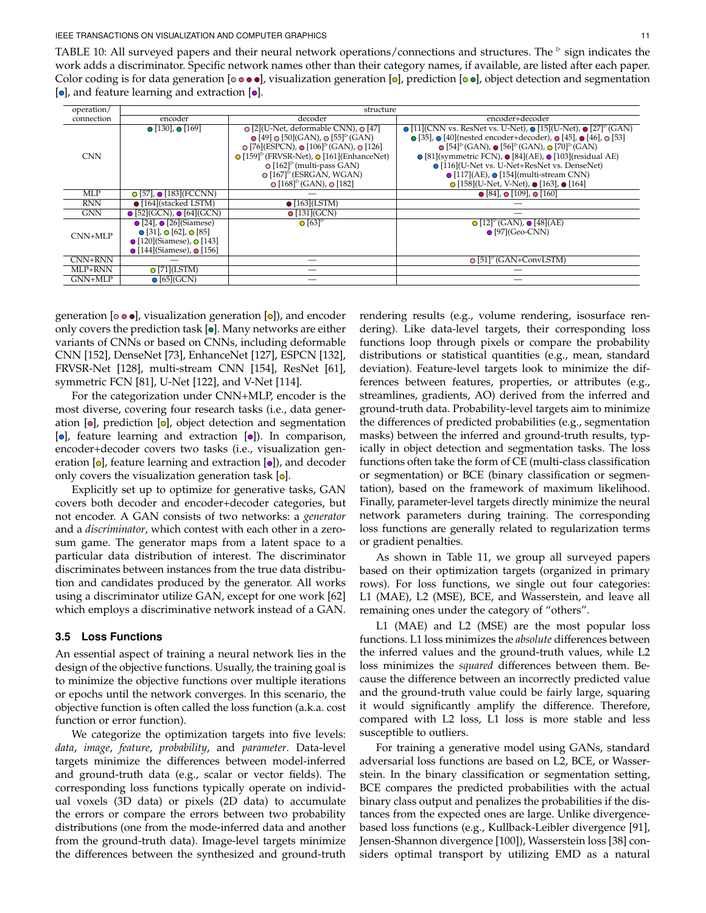TABLE 10: All surveyed papers and their neural network operations/connections and structures. The ▹ sign indicates the work adds a discriminator. Specific network names other than their category names, if available, are listed after each paper. Color coding is for data generation [○ ● ●], visualization generation [●], prediction [○ ●], object detection and segmentation [●], and feature learning and extraction [●].

| operation/ connection | structure | | |
|---|---|---|---|
| | encoder | decoder | encoder+decoder |
| CNN | ● [130], ● [169] | ○ [2](U-Net, deformable CNN), ○ [47] ● [49] ○ [50](GAN), ○ [55]▹(GAN) ○ [76](ESPCN), ● [106]▹(GAN), ○ [126] ● [159]▹(FRVSR-Net), ● [161](EnhanceNet) ○ [162]▹(multi-pass GAN) ○ [167]▹(ESRGAN, WGAN) ○ [168]▹(GAN), ○ [182] | ● [11](CNN vs. ResNet vs. U-Net), ● [15](U-Net), ● [27]▹(GAN) ● [35], ● [40](nested encoder+decoder), ○ [45], ● [46], ○ [53] ○ [54]▹(GAN), ● [56]▹(GAN), ● [70]▹(GAN) ● [81](symmetric FCN), ● [84](AE), ● [103](residual AE) ● [116](U-Net vs. U-Net+ResNet vs. DenseNet) ● [117](AE), ● [154](multi-stream CNN) ● [158](U-Net, V-Net), ● [163], ● [164] |
| MLP | ○ [57], ● [183](FCCNN) | — | ● [84], ○ [109], ○ [160] |
| RNN | ● [164](stacked LSTM) | ● [163](LSTM) | — |
| GNN | ● [52](GCN), ● [64](GCN) | ● [131](GCN) | — |
| CNN+MLP | ● [24], ● [26](Siamese) ● [31], ○ [62], ○ [85] ● [120](Siamese), ○ [143] ● [144](Siamese), ● [156] | ● [63]▹ | ● [12]▹(GAN), ● [48](AE) ● [97](Geo-CNN) |
| CNN+RNN | — | — | ○ [51]▹(GAN+ConvLSTM) |
| MLP+RNN | ○ [71](LSTM) | — | — |
| GNN+MLP | ● [65](GCN) | — | — |

generation [○ ● ●], visualization generation [●]), and encoder only covers the prediction task [●]. Many networks are either variants of CNNs or based on CNNs, including deformable CNN [152], DenseNet [73], EnhanceNet [127], ESPCN [132], FRVSR-Net [128], multi-stream CNN [154], ResNet [61], symmetric FCN [81], U-Net [122], and V-Net [114].

For the categorization under CNN+MLP, encoder is the most diverse, covering four research tasks (i.e., data generation [●], prediction [○], object detection and segmentation [●], feature learning and extraction [●]). In comparison, encoder+decoder covers two tasks (i.e., visualization generation [●], feature learning and extraction [●]), and decoder only covers the visualization generation task [●].

Explicitly set up to optimize for generative tasks, GAN covers both decoder and encoder+decoder categories, but not encoder. A GAN consists of two networks: a *generator* and a *discriminator*, which contest with each other in a zero-sum game. The generator maps from a latent space to a particular data distribution of interest. The discriminator discriminates between instances from the true data distribution and candidates produced by the generator. All works using a discriminator utilize GAN, except for one work [62] which employs a discriminative network instead of a GAN.

### 3.5 Loss Functions

An essential aspect of training a neural network lies in the design of the objective functions. Usually, the training goal is to minimize the objective functions over multiple iterations or epochs until the network converges. In this scenario, the objective function is often called the loss function (a.k.a. cost function or error function).

We categorize the optimization targets into five levels: *data*, *image*, *feature*, *probability*, and *parameter*. Data-level targets minimize the differences between model-inferred and ground-truth data (e.g., scalar or vector fields). The corresponding loss functions typically operate on individual voxels (3D data) or pixels (2D data) to accumulate the errors or compare the errors between two probability distributions (one from the mode-inferred data and another from the ground-truth data). Image-level targets minimize the differences between the synthesized and ground-truth rendering results (e.g., volume rendering, isosurface rendering). Like data-level targets, their corresponding loss functions loop through pixels or compare the probability distributions or statistical quantities (e.g., mean, standard deviation). Feature-level targets look to minimize the differences between features, properties, or attributes (e.g., streamlines, gradients, AO) derived from the inferred and ground-truth data. Probability-level targets aim to minimize the differences of predicted probabilities (e.g., segmentation masks) between the inferred and ground-truth results, typically in object detection and segmentation tasks. The loss functions often take the form of CE (multi-class classification or segmentation) or BCE (binary classification or segmentation), based on the framework of maximum likelihood. Finally, parameter-level targets directly minimize the neural network parameters during training. The corresponding loss functions are generally related to regularization terms or gradient penalties.

As shown in Table 11, we group all surveyed papers based on their optimization targets (organized in primary rows). For loss functions, we single out four categories: L1 (MAE), L2 (MSE), BCE, and Wasserstein, and leave all remaining ones under the category of "others".

L1 (MAE) and L2 (MSE) are the most popular loss functions. L1 loss minimizes the *absolute* differences between the inferred values and the ground-truth values, while L2 loss minimizes the *squared* differences between them. Because the difference between an incorrectly predicted value and the ground-truth value could be fairly large, squaring it would significantly amplify the difference. Therefore, compared with L2 loss, L1 loss is more stable and less susceptible to outliers.

For training a generative model using GANs, standard adversarial loss functions are based on L2, BCE, or Wasserstein. In the binary classification or segmentation setting, BCE compares the predicted probabilities with the actual binary class output and penalizes the probabilities if the distances from the expected ones are large. Unlike divergence-based loss functions (e.g., Kullback-Leibler divergence [91], Jensen-Shannon divergence [100]), Wasserstein loss [38] considers optimal transport by utilizing EMD as a natural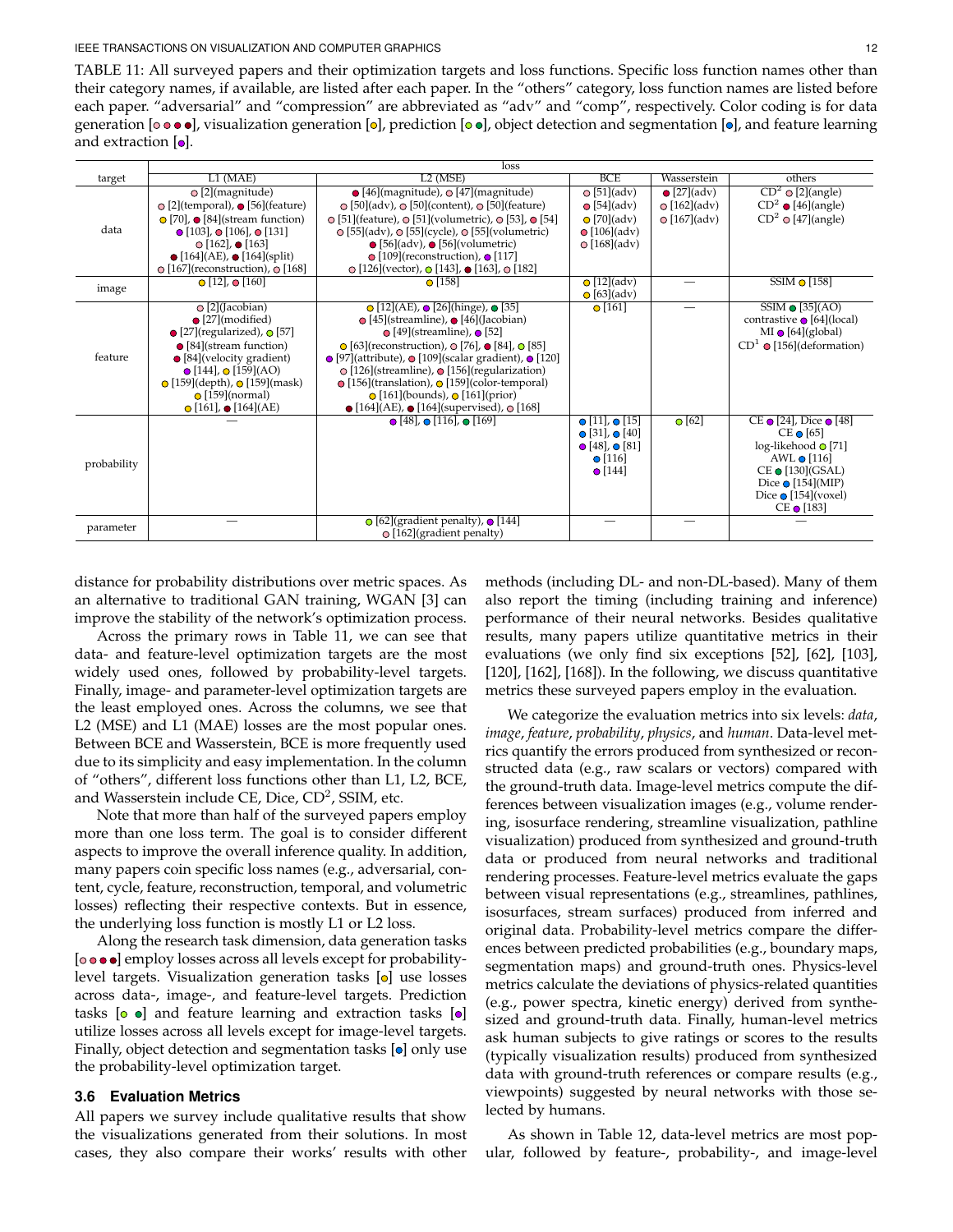TABLE 11: All surveyed papers and their optimization targets and loss functions. Specific loss function names other than their category names, if available, are listed after each paper. In the "others" category, loss function names are listed before each paper. "adversarial" and "compression" are abbreviated as "adv" and "comp", respectively. Color coding is for data generation [○ ● ● ●], visualization generation [●], prediction [○ ●], object detection and segmentation [●], and feature learning and extraction [●].

| target | loss | | | | |
|---|---|---|---|---|---|
| | L1 (MAE) | L2 (MSE) | BCE | Wasserstein | others |
| data | ○ [2](magnitude), ○ [2](temporal), ● [56](feature), ● [70], ● [84](stream function), ● [103], ● [106], ● [131], ○ [162], ● [163], ● [164](AE), ● [164](split), ○ [167](reconstruction), ○ [168] | ● [46](magnitude), ○ [47](magnitude), ○ [50](adv), ○ [50](content), ○ [50](feature), ○ [51](feature), ○ [51](volumetric), ○ [53], ● [54], ○ [55](adv), ○ [55](cycle), ○ [55](volumetric), ● [56](adv), ● [56](volumetric), ● [109](reconstruction), ● [117], ○ [126](vector), ○ [143], ● [163], ○ [182] | ○ [51](adv), ● [54](adv), ● [70](adv), ● [106](adv), ○ [168](adv) | ● [27](adv), ○ [162](adv), ○ [167](adv) | $CD^2$ ○ [2](angle), $CD^2$ ● [46](angle), $CD^2$ ○ [47](angle) |
| image | ● [12], ● [160] | ● [158] | ● [12](adv), ● [63](adv) | — | SSIM ● [158] |
| feature | ○ [2](Jacobian), ● [27](modified), ● [27](regularized), ● [57], ● [84](stream function), ● [84](velocity gradient), ● [144], ● [159](AO), ● [159](depth), ● [159](mask), ● [159](normal), ● [161], ● [164](AE) | ● [12](AE), ● [26](hinge), ● [35], ● [45](streamline), ● [46](Jacobian), ● [49](streamline), ● [52], ● [63](reconstruction), ○ [76], ● [84], ● [85], ● [97](attribute), ● [109](scalar gradient), ● [120], ○ [126](streamline), ● [156](regularization), ● [156](translation), ● [159](color-temporal), ● [161](bounds), ● [161](prior), ● [164](AE), ● [164](supervised), ○ [168] | ● [161] | — | SSIM ● [35](AO), contrastive ● [64](local), MI ● [64](global), $CD^1$ ● [156](deformation) |
| probability | — | ● [48], ● [116], ● [169] | ● [11], ● [15], ● [31], ● [40], ● [48], ● [81], ● [116], ● [144] | ○ [62] | CE ● [24], Dice ● [48], CE ● [65], log-likehood ● [71], AWL ● [116], CE ● [130](GSAL), Dice ● [154](MIP), Dice ● [154](voxel), CE ● [183] |
| parameter | — | ○ [62](gradient penalty), ● [144], ○ [162](gradient penalty) | — | — | — |

distance for probability distributions over metric spaces. As an alternative to traditional GAN training, WGAN [3] can improve the stability of the network's optimization process.

Across the primary rows in Table 11, we can see that data- and feature-level optimization targets are the most widely used ones, followed by probability-level targets. Finally, image- and parameter-level optimization targets are the least employed ones. Across the columns, we see that L2 (MSE) and L1 (MAE) losses are the most popular ones. Between BCE and Wasserstein, BCE is more frequently used due to its simplicity and easy implementation. In the column of "others", different loss functions other than L1, L2, BCE, and Wasserstein include CE, Dice, $CD^2$, SSIM, etc.

Note that more than half of the surveyed papers employ more than one loss term. The goal is to consider different aspects to improve the overall inference quality. In addition, many papers coin specific loss names (e.g., adversarial, content, cycle, feature, reconstruction, temporal, and volumetric losses) reflecting their respective contexts. But in essence, the underlying loss function is mostly L1 or L2 loss.

Along the research task dimension, data generation tasks [○ ● ● ●] employ losses across all levels except for probability-level targets. Visualization generation tasks [●] use losses across data-, image-, and feature-level targets. Prediction tasks [○ ●] and feature learning and extraction tasks [●] utilize losses across all levels except for image-level targets. Finally, object detection and segmentation tasks [●] only use the probability-level optimization target.

### 3.6 Evaluation Metrics

All papers we survey include qualitative results that show the visualizations generated from their solutions. In most cases, they also compare their works' results with other methods (including DL- and non-DL-based). Many of them also report the timing (including training and inference) performance of their neural networks. Besides qualitative results, many papers utilize quantitative metrics in their evaluations (we only find six exceptions [52], [62], [103], [120], [162], [168]). In the following, we discuss quantitative metrics these surveyed papers employ in the evaluation.

We categorize the evaluation metrics into six levels: *data*, *image*, *feature*, *probability*, *physics*, and *human*. Data-level metrics quantify the errors produced from synthesized or reconstructed data (e.g., raw scalars or vectors) compared with the ground-truth data. Image-level metrics compute the differences between visualization images (e.g., volume rendering, isosurface rendering, streamline visualization, pathline visualization) produced from synthesized and ground-truth data or produced from neural networks and traditional rendering processes. Feature-level metrics evaluate the gaps between visual representations (e.g., streamlines, pathlines, isosurfaces, stream surfaces) produced from inferred and original data. Probability-level metrics compare the differences between predicted probabilities (e.g., boundary maps, segmentation maps) and ground-truth ones. Physics-level metrics calculate the deviations of physics-related quantities (e.g., power spectra, kinetic energy) derived from synthesized and ground-truth data. Finally, human-level metrics ask human subjects to give ratings or scores to the results (typically visualization results) produced from synthesized data with ground-truth references or compare results (e.g., viewpoints) suggested by neural networks with those selected by humans.

As shown in Table 12, data-level metrics are most popular, followed by feature-, probability-, and image-level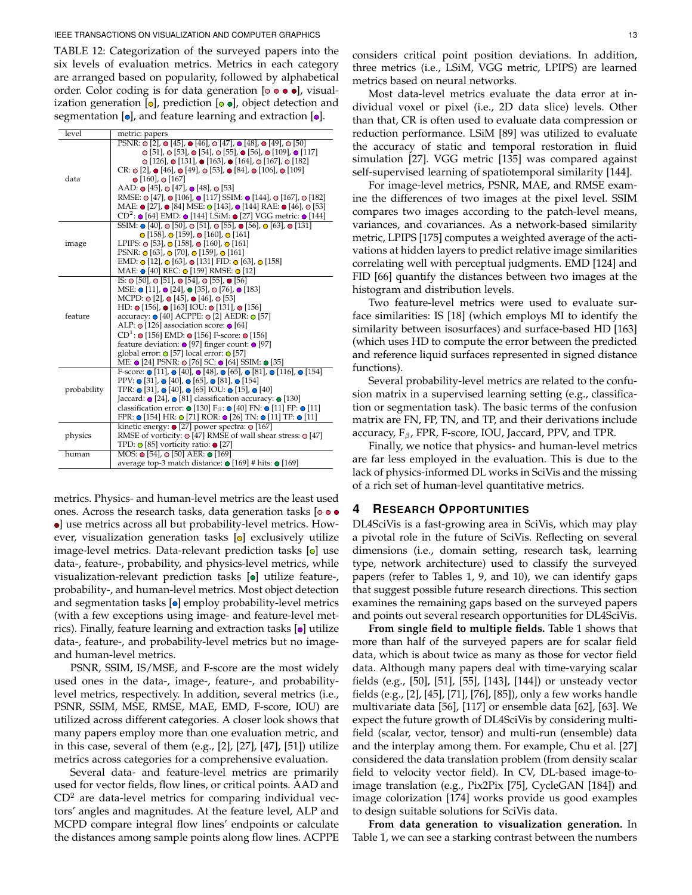TABLE 12: Categorization of the surveyed papers into the six levels of evaluation metrics. Metrics in each category are arranged based on popularity, followed by alphabetical order. Color coding is for data generation [○ ● ● ●], visualization generation [●], prediction [● ●], object detection and segmentation [●], and feature learning and extraction [●].

| level | metric: papers |
|---|---|
| data | PSNR: ○ [2], ● [45], ● [46], ○ [47], ● [48], ● [49], ○ [50] ○ [51], ○ [53], ● [54], ○ [55], ● [56], ● [109], ● [117] ○ [126], ● [131], ● [163], ● [164], ○ [167], ○ [182] CR: ○ [2], ● [46], ● [49], ○ [53], ● [84], ● [106], ● [109] ● [160], ○ [167] AAD: ● [45], ○ [47], ● [48], ○ [53] RMSE: ○ [47], ● [106], ● [117] SSIM: ● [144], ○ [167], ○ [182] MAE: ● [27], ● [84] MSE: ● [143], ● [144] RAE: ● [46], ○ [53] $CD^2$: ● [64] EMD: ● [144] LSiM: ● [27] VGG metric: ● [144] |
| image | SSIM: ● [40], ○ [50], ○ [51], ○ [55], ● [56], ● [63], ● [131] ● [158], ● [159], ● [160], ● [161] LPIPS: ○ [53], ● [158], ● [160], ● [161] PSNR: ● [63], ● [70], ● [159], ● [161] EMD: ● [12], ● [63], ● [131] FID: ● [63], ● [158] MAE: ● [40] REC: ● [159] RMSE: ● [12] |
| feature | IS: ○ [50], ○ [51], ● [54], ○ [55], ● [56] MSE: ● [11], ● [24], ● [35], ○ [76], ● [183] MCPD: ○ [2], ● [45], ● [46], ○ [53] HD: ● [156], ● [163] IOU: ● [131], ● [156] accuracy: ● [40] ACPPE: ○ [2] AEDR: ● [57] ALP: ○ [126] association score: ● [64] $CD^1$: ● [156] EMD: ● [156] F-score: ● [156] feature deviation: ● [97] finger count: ● [97] global error: ● [57] local error: ● [57] ME: ● [24] PSNR: ○ [76] SC: ● [64] SSIM: ● [35] |
| probability | F-score: ● [11], ● [40], ● [48], ● [65], ● [81], ● [116], ● [154] PPV: ● [31], ● [40], ● [65], ● [81], ● [154] TPR: ● [31], ● [40], ● [65] IOU: ● [15], ● [40] Jaccard: ● [24], ● [81] classification accuracy: ● [130] classification error: ● [130] $F_\beta$: ● [40] FN: ● [11] FP: ● [11] FPR: ● [154] HR: ● [71] ROR: ● [26] TN: ● [11] TP: ● [11] |
| physics | kinetic energy: ● [27] power spectra: ○ [167] RMSE of vorticity: ○ [47] RMSE of wall shear stress: ○ [47] TPD: ● [85] vorticity ratio: ● [27] |
| human | MOS: ● [54], ○ [50] AER: ● [169] average top-3 match distance: ● [169] # hits: ● [169] |

metrics. Physics- and human-level metrics are the least used ones. Across the research tasks, data generation tasks [○ ● ● ●] use metrics across all but probability-level metrics. However, visualization generation tasks [●] exclusively utilize image-level metrics. Data-relevant prediction tasks [●] use data-, feature-, probability, and physics-level metrics, while visualization-relevant prediction tasks [●] utilize feature-, probability-, and human-level metrics. Most object detection and segmentation tasks [●] employ probability-level metrics (with a few exceptions using image- and feature-level metrics). Finally, feature learning and extraction tasks [●] utilize data-, feature-, and probability-level metrics but no image- and human-level metrics.

PSNR, SSIM, IS/MSE, and F-score are the most widely used ones in the data-, image-, feature-, and probability-level metrics, respectively. In addition, several metrics (i.e., PSNR, SSIM, MSE, RMSE, MAE, EMD, F-score, IOU) are utilized across different categories. A closer look shows that many papers employ more than one evaluation metric, and in this case, several of them (e.g., [2], [27], [47], [51]) utilize metrics across categories for a comprehensive evaluation.

Several data- and feature-level metrics are primarily used for vector fields, flow lines, or critical points. AAD and $CD^2$ are data-level metrics for comparing individual vectors' angles and magnitudes. At the feature level, ALP and MCPD compare integral flow lines' endpoints or calculate the distances among sample points along flow lines. ACPPE considers critical point position deviations. In addition, three metrics (i.e., LSiM, VGG metric, LPIPS) are learned metrics based on neural networks.

Most data-level metrics evaluate the data error at individual voxel or pixel (i.e., 2D data slice) levels. Other than that, CR is often used to evaluate data compression or reduction performance. LSiM [89] was utilized to evaluate the accuracy of static and temporal restoration in fluid simulation [27]. VGG metric [135] was compared against self-supervised learning of spatiotemporal similarity [144].

For image-level metrics, PSNR, MAE, and RMSE examine the differences of two images at the pixel level. SSIM compares two images according to the patch-level means, variances, and covariances. As a network-based similarity metric, LPIPS [175] computes a weighted average of the activations at hidden layers to predict relative image similarities correlating well with perceptual judgments. EMD [124] and FID [66] quantify the distances between two images at the histogram and distribution levels.

Two feature-level metrics were used to evaluate surface similarities: IS [18] (which employs MI to identify the similarity between isosurfaces) and surface-based HD [163] (which uses HD to compute the error between the predicted and reference liquid surfaces represented in signed distance functions).

Several probability-level metrics are related to the confusion matrix in a supervised learning setting (e.g., classification or segmentation task). The basic terms of the confusion matrix are FN, FP, TN, and TP, and their derivations include accuracy, $F_\beta$, FPR, F-score, IOU, Jaccard, PPV, and TPR.

Finally, we notice that physics- and human-level metrics are far less employed in the evaluation. This is due to the lack of physics-informed DL works in SciVis and the missing of a rich set of human-level quantitative metrics.

## 4 Research Opportunities

DL4SciVis is a fast-growing area in SciVis, which may play a pivotal role in the future of SciVis. Reflecting on several dimensions (i.e., domain setting, research task, learning type, network architecture) used to classify the surveyed papers (refer to Tables 1, 9, and 10), we can identify gaps that suggest possible future research directions. This section examines the remaining gaps based on the surveyed papers and points out several research opportunities for DL4SciVis.

**From single field to multiple fields.** Table 1 shows that more than half of the surveyed papers are for scalar field data, which is about twice as many as those for vector field data. Although many papers deal with time-varying scalar fields (e.g., [50], [51], [55], [143], [144]) or unsteady vector fields (e.g., [2], [45], [71], [76], [85]), only a few works handle multivariate data [56], [117] or ensemble data [62], [63]. We expect the future growth of DL4SciVis by considering multi-field (scalar, vector, tensor) and multi-run (ensemble) data and the interplay among them. For example, Chu et al. [27] considered the data translation problem (from density scalar field to velocity vector field). In CV, DL-based image-to-image translation (e.g., Pix2Pix [75], CycleGAN [184]) and image colorization [174] works provide us good examples to design suitable solutions for SciVis data.

**From data generation to visualization generation.** In Table 1, we can see a starking contrast between the numbers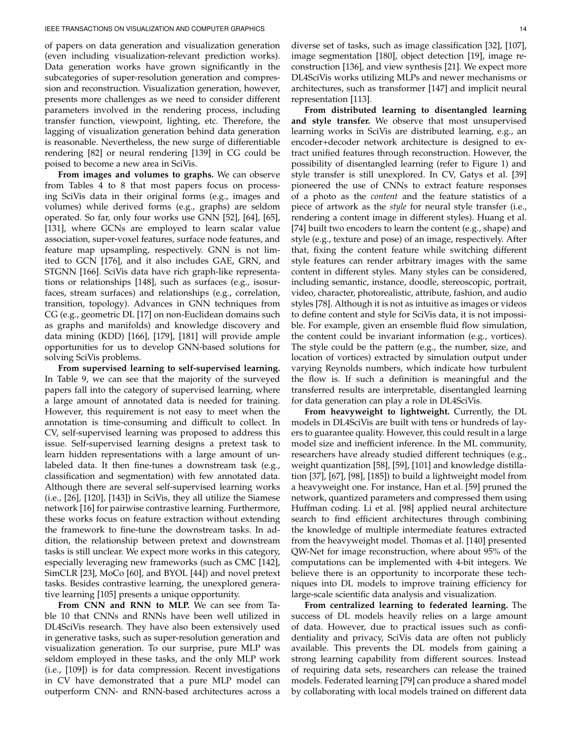of papers on data generation and visualization generation (even including visualization-relevant prediction works). Data generation works have grown significantly in the subcategories of super-resolution generation and compression and reconstruction. Visualization generation, however, presents more challenges as we need to consider different parameters involved in the rendering process, including transfer function, viewpoint, lighting, etc. Therefore, the lagging of visualization generation behind data generation is reasonable. Nevertheless, the new surge of differentiable rendering [82] or neural rendering [139] in CG could be poised to become a new area in SciVis.

**From images and volumes to graphs.** We can observe from Tables 4 to 8 that most papers focus on processing SciVis data in their original forms (e.g., images and volumes) while derived forms (e.g., graphs) are seldom operated. So far, only four works use GNN [52], [64], [65], [131], where GCNs are employed to learn scalar value association, super-voxel features, surface node features, and feature map upsampling, respectively. GNN is not limited to GCN [176], and it also includes GAE, GRN, and STGNN [166]. SciVis data have rich graph-like representations or relationships [148], such as surfaces (e.g., isosurfaces, stream surfaces) and relationships (e.g., correlation, transition, topology). Advances in GNN techniques from CG (e.g., geometric DL [17] on non-Euclidean domains such as graphs and manifolds) and knowledge discovery and data mining (KDD) [166], [179], [181] will provide ample opportunities for us to develop GNN-based solutions for solving SciVis problems.

**From supervised learning to self-supervised learning.** In Table 9, we can see that the majority of the surveyed papers fall into the category of supervised learning, where a large amount of annotated data is needed for training. However, this requirement is not easy to meet when the annotation is time-consuming and difficult to collect. In CV, self-supervised learning was proposed to address this issue. Self-supervised learning designs a pretext task to learn hidden representations with a large amount of unlabeled data. It then fine-tunes a downstream task (e.g., classification and segmentation) with few annotated data. Although there are several self-supervised learning works (i.e., [26], [120], [143]) in SciVis, they all utilize the Siamese network [16] for pairwise contrastive learning. Furthermore, these works focus on feature extraction without extending the framework to fine-tune the downstream tasks. In addition, the relationship between pretext and downstream tasks is still unclear. We expect more works in this category, especially leveraging new frameworks (such as CMC [142], SimCLR [23], MoCo [60], and BYOL [44]) and novel pretext tasks. Besides contrastive learning, the unexplored generative learning [105] presents a unique opportunity.

**From CNN and RNN to MLP.** We can see from Table 10 that CNNs and RNNs have been well utilized in DL4SciVis research. They have also been extensively used in generative tasks, such as super-resolution generation and visualization generation. To our surprise, pure MLP was seldom employed in these tasks, and the only MLP work (i.e., [109]) is for data compression. Recent investigations in CV have demonstrated that a pure MLP model can outperform CNN- and RNN-based architectures across a diverse set of tasks, such as image classification [32], [107], image segmentation [180], object detection [19], image reconstruction [136], and view synthesis [21]. We expect more DL4SciVis works utilizing MLPs and newer mechanisms or architectures, such as transformer [147] and implicit neural representation [113].

**From distributed learning to disentangled learning and style transfer.** We observe that most unsupervised learning works in SciVis are distributed learning, e.g., an encoder+decoder network architecture is designed to extract unified features through reconstruction. However, the possibility of disentangled learning (refer to Figure 1) and style transfer is still unexplored. In CV, Gatys et al. [39] pioneered the use of CNNs to extract feature responses of a photo as the *content* and the feature statistics of a piece of artwork as the *style* for neural style transfer (i.e., rendering a content image in different styles). Huang et al. [74] built two encoders to learn the content (e.g., shape) and style (e.g., texture and pose) of an image, respectively. After that, fixing the content feature while switching different style features can render arbitrary images with the same content in different styles. Many styles can be considered, including semantic, instance, doodle, stereoscopic, portrait, video, character, photorealistic, attribute, fashion, and audio styles [78]. Although it is not as intuitive as images or videos to define content and style for SciVis data, it is not impossible. For example, given an ensemble fluid flow simulation, the content could be invariant information (e.g., vortices). The style could be the pattern (e.g., the number, size, and location of vortices) extracted by simulation output under varying Reynolds numbers, which indicate how turbulent the flow is. If such a definition is meaningful and the transferred results are interpretable, disentangled learning for data generation can play a role in DL4SciVis.

**From heavyweight to lightweight.** Currently, the DL models in DL4SciVis are built with tens or hundreds of layers to guarantee quality. However, this could result in a large model size and inefficient inference. In the ML community, researchers have already studied different techniques (e.g., weight quantization [58], [59], [101] and knowledge distillation [37], [67], [98], [185]) to build a lightweight model from a heavyweight one. For instance, Han et al. [59] pruned the network, quantized parameters and compressed them using Huffman coding. Li et al. [98] applied neural architecture search to find efficient architectures through combining the knowledge of multiple intermediate features extracted from the heavyweight model. Thomas et al. [140] presented QW-Net for image reconstruction, where about 95% of the computations can be implemented with 4-bit integers. We believe there is an opportunity to incorporate these techniques into DL models to improve training efficiency for large-scale scientific data analysis and visualization.

**From centralized learning to federated learning.** The success of DL models heavily relies on a large amount of data. However, due to practical issues such as confidentiality and privacy, SciVis data are often not publicly available. This prevents the DL models from gaining a strong learning capability from different sources. Instead of requiring data sets, researchers can release the trained models. Federated learning [79] can produce a shared model by collaborating with local models trained on different data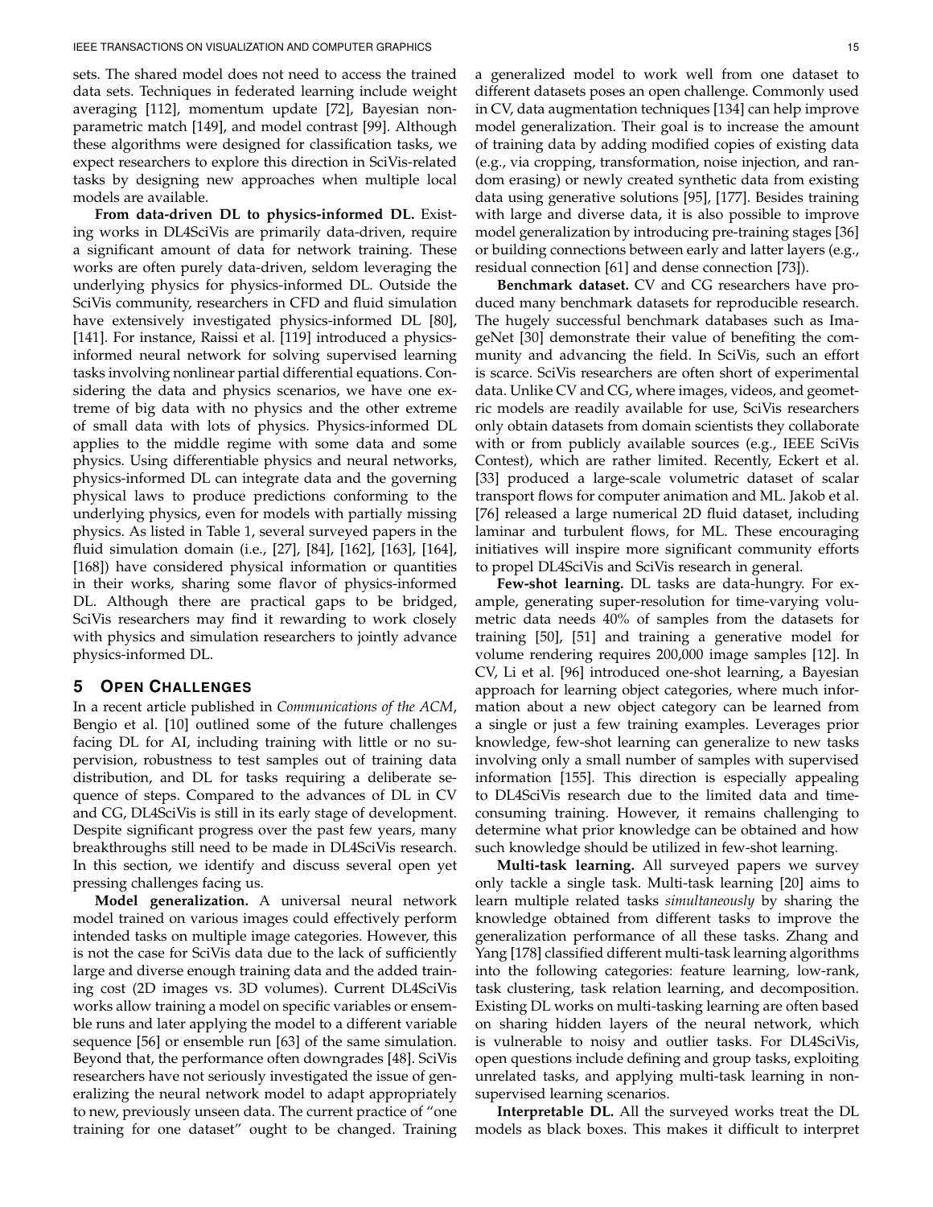sets. The shared model does not need to access the trained data sets. Techniques in federated learning include weight averaging [112], momentum update [72], Bayesian nonparametric match [149], and model contrast [99]. Although these algorithms were designed for classification tasks, we expect researchers to explore this direction in SciVis-related tasks by designing new approaches when multiple local models are available.

**From data-driven DL to physics-informed DL.** Existing works in DL4SciVis are primarily data-driven, require a significant amount of data for network training. These works are often purely data-driven, seldom leveraging the underlying physics for physics-informed DL. Outside the SciVis community, researchers in CFD and fluid simulation have extensively investigated physics-informed DL [80], [141]. For instance, Raissi et al. [119] introduced a physics-informed neural network for solving supervised learning tasks involving nonlinear partial differential equations. Considering the data and physics scenarios, we have one extreme of big data with no physics and the other extreme of small data with lots of physics. Physics-informed DL applies to the middle regime with some data and some physics. Using differentiable physics and neural networks, physics-informed DL can integrate data and the governing physical laws to produce predictions conforming to the underlying physics, even for models with partially missing physics. As listed in Table 1, several surveyed papers in the fluid simulation domain (i.e., [27], [84], [162], [163], [164], [168]) have considered physical information or quantities in their works, sharing some flavor of physics-informed DL. Although there are practical gaps to be bridged, SciVis researchers may find it rewarding to work closely with physics and simulation researchers to jointly advance physics-informed DL.

## 5 Open Challenges

In a recent article published in *Communications of the ACM*, Bengio et al. [10] outlined some of the future challenges facing DL for AI, including training with little or no supervision, robustness to test samples out of training data distribution, and DL for tasks requiring a deliberate sequence of steps. Compared to the advances of DL in CV and CG, DL4SciVis is still in its early stage of development. Despite significant progress over the past few years, many breakthroughs still need to be made in DL4SciVis research. In this section, we identify and discuss several open yet pressing challenges facing us.

**Model generalization.** A universal neural network model trained on various images could effectively perform intended tasks on multiple image categories. However, this is not the case for SciVis data due to the lack of sufficiently large and diverse enough training data and the added training cost (2D images vs. 3D volumes). Current DL4SciVis works allow training a model on specific variables or ensemble runs and later applying the model to a different variable sequence [56] or ensemble run [63] of the same simulation. Beyond that, the performance often downgrades [48]. SciVis researchers have not seriously investigated the issue of generalizing the neural network model to adapt appropriately to new, previously unseen data. The current practice of "one training for one dataset" ought to be changed. Training a generalized model to work well from one dataset to different datasets poses an open challenge. Commonly used in CV, data augmentation techniques [134] can help improve model generalization. Their goal is to increase the amount of training data by adding modified copies of existing data (e.g., via cropping, transformation, noise injection, and random erasing) or newly created synthetic data from existing data using generative solutions [95], [177]. Besides training with large and diverse data, it is also possible to improve model generalization by introducing pre-training stages [36] or building connections between early and latter layers (e.g., residual connection [61] and dense connection [73]).

**Benchmark dataset.** CV and CG researchers have produced many benchmark datasets for reproducible research. The hugely successful benchmark databases such as ImageNet [30] demonstrate their value of benefiting the community and advancing the field. In SciVis, such an effort is scarce. SciVis researchers are often short of experimental data. Unlike CV and CG, where images, videos, and geometric models are readily available for use, SciVis researchers only obtain datasets from domain scientists they collaborate with or from publicly available sources (e.g., IEEE SciVis Contest), which are rather limited. Recently, Eckert et al. [33] produced a large-scale volumetric dataset of scalar transport flows for computer animation and ML. Jakob et al. [76] released a large numerical 2D fluid dataset, including laminar and turbulent flows, for ML. These encouraging initiatives will inspire more significant community efforts to propel DL4SciVis and SciVis research in general.

**Few-shot learning.** DL tasks are data-hungry. For example, generating super-resolution for time-varying volumetric data needs 40% of samples from the datasets for training [50], [51] and training a generative model for volume rendering requires 200,000 image samples [12]. In CV, Li et al. [96] introduced one-shot learning, a Bayesian approach for learning object categories, where much information about a new object category can be learned from a single or just a few training examples. Leverages prior knowledge, few-shot learning can generalize to new tasks involving only a small number of samples with supervised information [155]. This direction is especially appealing to DL4SciVis research due to the limited data and time-consuming training. However, it remains challenging to determine what prior knowledge can be obtained and how such knowledge should be utilized in few-shot learning.

**Multi-task learning.** All surveyed papers we survey only tackle a single task. Multi-task learning [20] aims to learn multiple related tasks *simultaneously* by sharing the knowledge obtained from different tasks to improve the generalization performance of all these tasks. Zhang and Yang [178] classified different multi-task learning algorithms into the following categories: feature learning, low-rank, task clustering, task relation learning, and decomposition. Existing DL works on multi-tasking learning are often based on sharing hidden layers of the neural network, which is vulnerable to noisy and outlier tasks. For DL4SciVis, open questions include defining and group tasks, exploiting unrelated tasks, and applying multi-task learning in non-supervised learning scenarios.

**Interpretable DL.** All the surveyed works treat the DL models as black boxes. This makes it difficult to interpret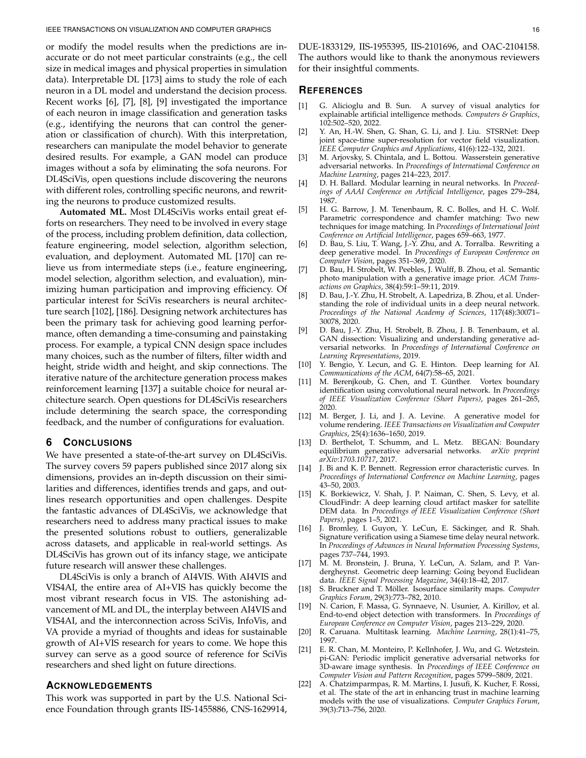or modify the model results when the predictions are inaccurate or do not meet particular constraints (e.g., the cell size in medical images and physical properties in simulation data). Interpretable DL [173] aims to study the role of each neuron in a DL model and understand the decision process. Recent works [6], [7], [8], [9] investigated the importance of each neuron in image classification and generation tasks (e.g., identifying the neurons that can control the generation or classification of church). With this interpretation, researchers can manipulate the model behavior to generate desired results. For example, a GAN model can produce images without a sofa by eliminating the sofa neurons. For DL4SciVis, open questions include discovering the neurons with different roles, controlling specific neurons, and rewriting the neurons to produce customized results.

**Automated ML.** Most DL4SciVis works entail great efforts on researchers. They need to be involved in every stage of the process, including problem definition, data collection, feature engineering, model selection, algorithm selection, evaluation, and deployment. Automated ML [170] can relieve us from intermediate steps (i.e., feature engineering, model selection, algorithm selection, and evaluation), minimizing human participation and improving efficiency. Of particular interest for SciVis researchers is neural architecture search [102], [186]. Designing network architectures has been the primary task for achieving good learning performance, often demanding a time-consuming and painstaking process. For example, a typical CNN design space includes many choices, such as the number of filters, filter width and height, stride width and height, and skip connections. The iterative nature of the architecture generation process makes reinforcement learning [137] a suitable choice for neural architecture search. Open questions for DL4SciVis researchers include determining the search space, the corresponding feedback, and the number of configurations for evaluation.

## 6 Conclusions

We have presented a state-of-the-art survey on DL4SciVis. The survey covers 59 papers published since 2017 along six dimensions, provides an in-depth discussion on their similarities and differences, identifies trends and gaps, and outlines research opportunities and open challenges. Despite the fantastic advances of DL4SciVis, we acknowledge that researchers need to address many practical issues to make the presented solutions robust to outliers, generalizable across datasets, and applicable in real-world settings. As DL4SciVis has grown out of its infancy stage, we anticipate future research will answer these challenges.

DL4SciVis is only a branch of AI4VIS. With AI4VIS and VIS4AI, the entire area of AI+VIS has quickly become the most vibrant research focus in VIS. The astonishing advancement of ML and DL, the interplay between AI4VIS and VIS4AI, and the interconnection across SciVis, InfoVis, and VA provide a myriad of thoughts and ideas for sustainable growth of AI+VIS research for years to come. We hope this survey can serve as a good source of reference for SciVis researchers and shed light on future directions.

## Acknowledgements

This work was supported in part by the U.S. National Science Foundation through grants IIS-1455886, CNS-1629914, DUE-1833129, IIS-1955395, IIS-2101696, and OAC-2104158. The authors would like to thank the anonymous reviewers for their insightful comments.

## References

[1] G. Alicioglu and B. Sun. A survey of visual analytics for explainable artificial intelligence methods. *Computers & Graphics*, 102:502–520, 2022.

[2] Y. An, H.-W. Shen, G. Shan, G. Li, and J. Liu. STSRNet: Deep joint space-time super-resolution for vector field visualization. *IEEE Computer Graphics and Applications*, 41(6):122–132, 2021.

[3] M. Arjovsky, S. Chintala, and L. Bottou. Wasserstein generative adversarial networks. In *Proceedings of International Conference on Machine Learning*, pages 214–223, 2017.

[4] D. H. Ballard. Modular learning in neural networks. In *Proceedings of AAAI Conference on Artificial Intelligence*, pages 279–284, 1987.

[5] H. G. Barrow, J. M. Tenenbaum, R. C. Bolles, and H. C. Wolf. Parametric correspondence and chamfer matching: Two new techniques for image matching. In *Proceedings of International Joint Conference on Artificial Intelligence*, pages 659–663, 1977.

[6] D. Bau, S. Liu, T. Wang, J.-Y. Zhu, and A. Torralba. Rewriting a deep generative model. In *Proceedings of European Conference on Computer Vision*, pages 351–369, 2020.

[7] D. Bau, H. Strobelt, W. Peebles, J. Wulff, B. Zhou, et al. Semantic photo manipulation with a generative image prior. *ACM Transactions on Graphics*, 38(4):59:1–59:11, 2019.

[8] D. Bau, J.-Y. Zhu, H. Strobelt, A. Lapedriza, B. Zhou, et al. Understanding the role of individual units in a deep neural network. *Proceedings of the National Academy of Sciences*, 117(48):30071–30078, 2020.

[9] D. Bau, J.-Y. Zhu, H. Strobelt, B. Zhou, J. B. Tenenbaum, et al. GAN dissection: Visualizing and understanding generative adversarial networks. In *Proceedings of International Conference on Learning Representations*, 2019.

[10] Y. Bengio, Y. Lecun, and G. E. Hinton. Deep learning for AI. *Communications of the ACM*, 64(7):58–65, 2021.

[11] M. Berenjkoub, G. Chen, and T. Günther. Vortex boundary identification using convolutional neural network. In *Proceedings of IEEE Visualization Conference (Short Papers)*, pages 261–265, 2020.

[12] M. Berger, J. Li, and J. A. Levine. A generative model for volume rendering. *IEEE Transactions on Visualization and Computer Graphics*, 25(4):1636–1650, 2019.

[13] D. Berthelot, T. Schumm, and L. Metz. BEGAN: Boundary equilibrium generative adversarial networks. *arXiv preprint arXiv:1703.10717*, 2017.

[14] J. Bi and K. P. Bennett. Regression error characteristic curves. In *Proceedings of International Conference on Machine Learning*, pages 43–50, 2003.

[15] K. Borkiewicz, V. Shah, J. P. Naiman, C. Shen, S. Levy, et al. CloudFindr: A deep learning cloud artifact masker for satellite DEM data. In *Proceedings of IEEE Visualization Conference (Short Papers)*, pages 1–5, 2021.

[16] J. Bromley, I. Guyon, Y. LeCun, E. Säckinger, and R. Shah. Signature verification using a Siamese time delay neural network. In *Proceedings of Advances in Neural Information Processing Systems*, pages 737–744, 1993.

[17] M. M. Bronstein, J. Bruna, Y. LeCun, A. Szlam, and P. Vandergheynst. Geometric deep learning: Going beyond Euclidean data. *IEEE Signal Processing Magazine*, 34(4):18–42, 2017.

[18] S. Bruckner and T. Möller. Isosurface similarity maps. *Computer Graphics Forum*, 29(3):773–782, 2010.

[19] N. Carion, F. Massa, G. Synnaeve, N. Usunier, A. Kirillov, et al. End-to-end object detection with transformers. In *Proceedings of European Conference on Computer Vision*, pages 213–229, 2020.

[20] R. Caruana. Multitask learning. *Machine Learning*, 28(1):41–75, 1997.

[21] E. R. Chan, M. Monteiro, P. Kellnhofer, J. Wu, and G. Wetzstein. pi-GAN: Periodic implicit generative adversarial networks for 3D-aware image synthesis. In *Proceedings of IEEE Conference on Computer Vision and Pattern Recognition*, pages 5799–5809, 2021.

[22] A. Chatzimparmpas, R. M. Martins, I. Jusufi, K. Kucher, F. Rossi, et al. The state of the art in enhancing trust in machine learning models with the use of visualizations. *Computer Graphics Forum*, 39(3):713–756, 2020.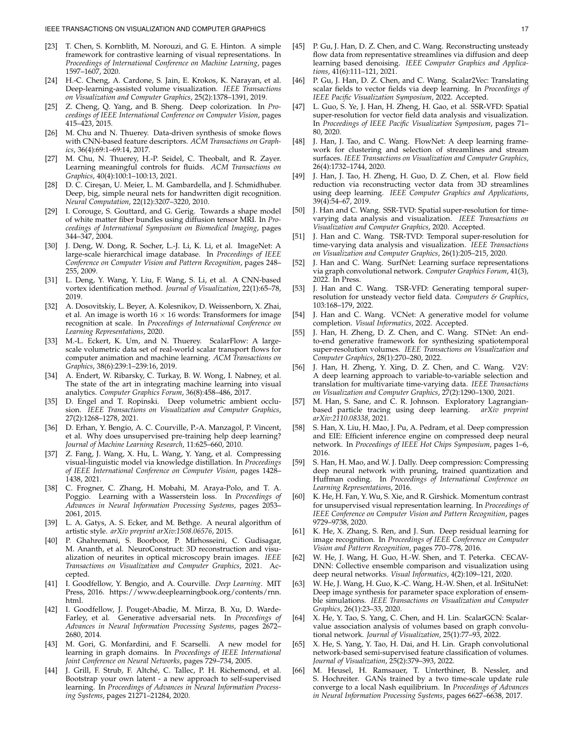[23] T. Chen, S. Kornblith, M. Norouzi, and G. E. Hinton. A simple framework for contrastive learning of visual representations. In *Proceedings of International Conference on Machine Learning*, pages 1597–1607, 2020.

[24] H.-C. Cheng, A. Cardone, S. Jain, E. Krokos, K. Narayan, et al. Deep-learning-assisted volume visualization. *IEEE Transactions on Visualization and Computer Graphics*, 25(2):1378–1391, 2019.

[25] Z. Cheng, Q. Yang, and B. Sheng. Deep colorization. In *Proceedings of IEEE International Conference on Computer Vision*, pages 415–423, 2015.

[26] M. Chu and N. Thuerey. Data-driven synthesis of smoke flows with CNN-based feature descriptors. *ACM Transactions on Graphics*, 36(4):69:1–69:14, 2017.

[27] M. Chu, N. Thuerey, H.-P. Seidel, C. Theobalt, and R. Zayer. Learning meaningful controls for fluids. *ACM Transactions on Graphics*, 40(4):100:1–100:13, 2021.

[28] D. C. Cireşan, U. Meier, L. M. Gambardella, and J. Schmidhuber. Deep, big, simple neural nets for handwritten digit recognition. *Neural Computation*, 22(12):3207–3220, 2010.

[29] I. Corouge, S. Gouttard, and G. Gerig. Towards a shape model of white matter fiber bundles using diffusion tensor MRI. In *Proceedings of International Symposium on Biomedical Imaging*, pages 344–347, 2004.

[30] J. Deng, W. Dong, R. Socher, L.-J. Li, K. Li, et al. ImageNet: A large-scale hierarchical image database. In *Proceedings of IEEE Conference on Computer Vision and Pattern Recognition*, pages 248–255, 2009.

[31] L. Deng, Y. Wang, Y. Liu, F. Wang, S. Li, et al. A CNN-based vortex identification method. *Journal of Visualization*, 22(1):65–78, 2019.

[32] A. Dosovitskiy, L. Beyer, A. Kolesnikov, D. Weissenborn, X. Zhai, et al. An image is worth $16 \times 16$ words: Transformers for image recognition at scale. In *Proceedings of International Conference on Learning Representations*, 2020.

[33] M.-L. Eckert, K. Um, and N. Thuerey. ScalarFlow: A large-scale volumetric data set of real-world scalar transport flows for computer animation and machine learning. *ACM Transactions on Graphics*, 38(6):239:1–239:16, 2019.

[34] A. Endert, W. Ribarsky, C. Turkay, B. W. Wong, I. Nabney, et al. The state of the art in integrating machine learning into visual analytics. *Computer Graphics Forum*, 36(8):458–486, 2017.

[35] D. Engel and T. Ropinski. Deep volumetric ambient occlusion. *IEEE Transactions on Visualization and Computer Graphics*, 27(2):1268–1278, 2021.

[36] D. Erhan, Y. Bengio, A. C. Courville, P.-A. Manzagol, P. Vincent, et al. Why does unsupervised pre-training help deep learning? *Journal of Machine Learning Research*, 11:625–660, 2010.

[37] Z. Fang, J. Wang, X. Hu, L. Wang, Y. Yang, et al. Compressing visual-linguistic model via knowledge distillation. In *Proceedings of IEEE International Conference on Computer Vision*, pages 1428–1438, 2021.

[38] C. Frogner, C. Zhang, H. Mobahi, M. Araya-Polo, and T. A. Poggio. Learning with a Wasserstein loss. In *Proceedings of Advances in Neural Information Processing Systems*, pages 2053–2061, 2015.

[39] L. A. Gatys, A. S. Ecker, and M. Bethge. A neural algorithm of artistic style. *arXiv preprint arXiv:1508.06576*, 2015.

[40] P. Ghahremani, S. Boorboor, P. Mirhosseini, C. Gudisagar, M. Ananth, et al. NeuroConstruct: 3D reconstruction and visualization of neurites in optical microscopy brain images. *IEEE Transactions on Visualization and Computer Graphics*, 2021. Accepted.

[41] I. Goodfellow, Y. Bengio, and A. Courville. *Deep Learning*. MIT Press, 2016. https://www.deeplearningbook.org/contents/rnn.html.

[42] I. Goodfellow, J. Pouget-Abadie, M. Mirza, B. Xu, D. Warde-Farley, et al. Generative adversarial nets. In *Proceedings of Advances in Neural Information Processing Systems*, pages 2672–2680, 2014.

[43] M. Gori, G. Monfardini, and F. Scarselli. A new model for learning in graph domains. In *Proceedings of IEEE International Joint Conference on Neural Networks*, pages 729–734, 2005.

[44] J. Grill, F. Strub, F. Altché, C. Tallec, P. H. Richemond, et al. Bootstrap your own latent - a new approach to self-supervised learning. In *Proceedings of Advances in Neural Information Processing Systems*, pages 21271–21284, 2020.

[45] P. Gu, J. Han, D. Z. Chen, and C. Wang. Reconstructing unsteady flow data from representative streamlines via diffusion and deep learning based denoising. *IEEE Computer Graphics and Applications*, 41(6):111–121, 2021.

[46] P. Gu, J. Han, D. Z. Chen, and C. Wang. Scalar2Vec: Translating scalar fields to vector fields via deep learning. In *Proceedings of IEEE Pacific Visualization Symposium*, 2022. Accepted.

[47] L. Guo, S. Ye, J. Han, H. Zheng, H. Gao, et al. SSR-VFD: Spatial super-resolution for vector field data analysis and visualization. In *Proceedings of IEEE Pacific Visualization Symposium*, pages 71–80, 2020.

[48] J. Han, J. Tao, and C. Wang. FlowNet: A deep learning framework for clustering and selection of streamlines and stream surfaces. *IEEE Transactions on Visualization and Computer Graphics*, 26(4):1732–1744, 2020.

[49] J. Han, J. Tao, H. Zheng, H. Guo, D. Z. Chen, et al. Flow field reduction via reconstructing vector data from 3D streamlines using deep learning. *IEEE Computer Graphics and Applications*, 39(4):54–67, 2019.

[50] J. Han and C. Wang. SSR-TVD: Spatial super-resolution for time-varying data analysis and visualization. *IEEE Transactions on Visualization and Computer Graphics*, 2020. Accepted.

[51] J. Han and C. Wang. TSR-TVD: Temporal super-resolution for time-varying data analysis and visualization. *IEEE Transactions on Visualization and Computer Graphics*, 26(1):205–215, 2020.

[52] J. Han and C. Wang. SurfNet: Learning surface representations via graph convolutional network. *Computer Graphics Forum*, 41(3), 2022. In Press.

[53] J. Han and C. Wang. TSR-VFD: Generating temporal super-resolution for unsteady vector field data. *Computers & Graphics*, 103:168–179, 2022.

[54] J. Han and C. Wang. VCNet: A generative model for volume completion. *Visual Informatics*, 2022. Accepted.

[55] J. Han, H. Zheng, D. Z. Chen, and C. Wang. STNet: An end-to-end generative framework for synthesizing spatiotemporal super-resolution volumes. *IEEE Transactions on Visualization and Computer Graphics*, 28(1):270–280, 2022.

[56] J. Han, H. Zheng, Y. Xing, D. Z. Chen, and C. Wang. V2V: A deep learning approach to variable-to-variable selection and translation for multivariate time-varying data. *IEEE Transactions on Visualization and Computer Graphics*, 27(2):1290–1300, 2021.

[57] M. Han, S. Sane, and C. R. Johnson. Exploratory Lagrangian-based particle tracing using deep learning. *arXiv preprint arXiv:2110.08338*, 2021.

[58] S. Han, X. Liu, H. Mao, J. Pu, A. Pedram, et al. Deep compression and EIE: Efficient inference engine on compressed deep neural network. In *Proceedings of IEEE Hot Chips Symposium*, pages 1–6, 2016.

[59] S. Han, H. Mao, and W. J. Dally. Deep compression: Compressing deep neural network with pruning, trained quantization and Huffman coding. In *Proceedings of International Conference on Learning Representations*, 2016.

[60] K. He, H. Fan, Y. Wu, S. Xie, and R. Girshick. Momentum contrast for unsupervised visual representation learning. In *Proceedings of IEEE Conference on Computer Vision and Pattern Recognition*, pages 9729–9738, 2020.

[61] K. He, X. Zhang, S. Ren, and J. Sun. Deep residual learning for image recognition. In *Proceedings of IEEE Conference on Computer Vision and Pattern Recognition*, pages 770–778, 2016.

[62] W. He, J. Wang, H. Guo, H.-W. Shen, and T. Peterka. CECAV-DNN: Collective ensemble comparison and visualization using deep neural networks. *Visual Informatics*, 4(2):109–121, 2020.

[63] W. He, J. Wang, H. Guo, K.-C. Wang, H.-W. Shen, et al. InSituNet: Deep image synthesis for parameter space exploration of ensemble simulations. *IEEE Transactions on Visualization and Computer Graphics*, 26(1):23–33, 2020.

[64] X. He, Y. Tao, S. Yang, C. Chen, and H. Lin. ScalarGCN: Scalar-value association analysis of volumes based on graph convolutional network. *Journal of Visualization*, 25(1):77–93, 2022.

[65] X. He, S. Yang, Y. Tao, H. Dai, and H. Lin. Graph convolutional network-based semi-supervised feature classification of volumes. *Journal of Visualization*, 25(2):379–393, 2022.

[66] M. Heusel, H. Ramsauer, T. Unterthiner, B. Nessler, and S. Hochreiter. GANs trained by a two time-scale update rule converge to a local Nash equilibrium. In *Proceedings of Advances in Neural Information Processing Systems*, pages 6627–6638, 2017.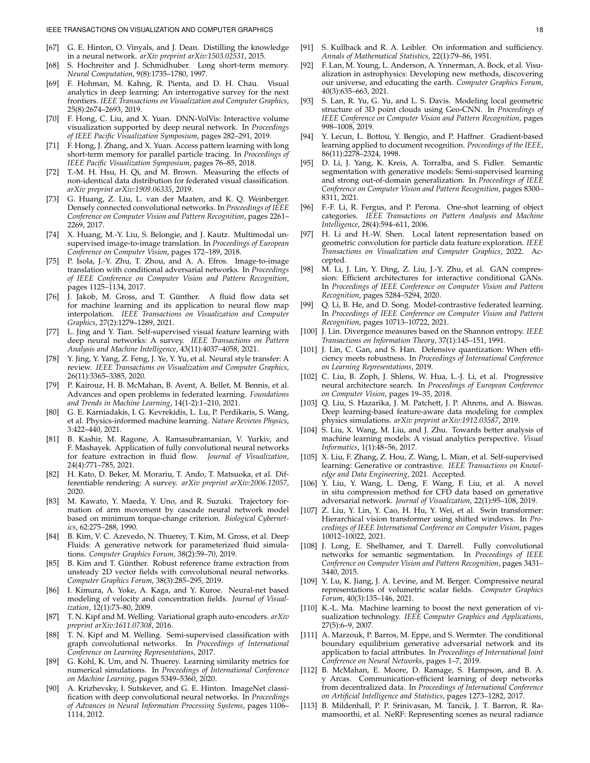[67] G. E. Hinton, O. Vinyals, and J. Dean. Distilling the knowledge in a neural network. *arXiv preprint arXiv:1503.02531*, 2015.

[68] S. Hochreiter and J. Schmidhuber. Long short-term memory. *Neural Computation*, 9(8):1735–1780, 1997.

[69] F. Hohman, M. Kahng, R. Pienta, and D. H. Chau. Visual analytics in deep learning: An interrogative survey for the next frontiers. *IEEE Transactions on Visualization and Computer Graphics*, 25(8):2674–2693, 2019.

[70] F. Hong, C. Liu, and X. Yuan. DNN-VolVis: Interactive volume visualization supported by deep neural network. In *Proceedings of IEEE Pacific Visualization Symposium*, pages 282–291, 2019.

[71] F. Hong, J. Zhang, and X. Yuan. Access pattern learning with long short-term memory for parallel particle tracing. In *Proceedings of IEEE Pacific Visualization Symposium*, pages 76–85, 2018.

[72] T.-M. H. Hsu, H. Qi, and M. Brown. Measuring the effects of non-identical data distribution for federated visual classification. *arXiv preprint arXiv:1909.06335*, 2019.

[73] G. Huang, Z. Liu, L. van der Maaten, and K. Q. Weinberger. Densely connected convolutional networks. In *Proceedings of IEEE Conference on Computer Vision and Pattern Recognition*, pages 2261–2269, 2017.

[74] X. Huang, M.-Y. Liu, S. Belongie, and J. Kautz. Multimodal unsupervised image-to-image translation. In *Proceedings of European Conference on Computer Vision*, pages 172–189, 2018.

[75] P. Isola, J.-Y. Zhu, T. Zhou, and A. A. Efros. Image-to-image translation with conditional adversarial networks. In *Proceedings of IEEE Conference on Computer Vision and Pattern Recognition*, pages 1125–1134, 2017.

[76] J. Jakob, M. Gross, and T. Günther. A fluid flow data set for machine learning and its application to neural flow map interpolation. *IEEE Transactions on Visualization and Computer Graphics*, 27(2):1279–1289, 2021.

[77] L. Jing and Y. Tian. Self-supervised visual feature learning with deep neural networks: A survey. *IEEE Transactions on Pattern Analysis and Machine Intelligence*, 43(11):4037–4058, 2021.

[78] Y. Jing, Y. Yang, Z. Feng, J. Ye, Y. Yu, et al. Neural style transfer: A review. *IEEE Transactions on Visualization and Computer Graphics*, 26(11):3365–3385, 2020.

[79] P. Kairouz, H. B. McMahan, B. Avent, A. Bellet, M. Bennis, et al. Advances and open problems in federated learning. *Foundations and Trends in Machine Learning*, 14(1-2):1–210, 2021.

[80] G. E. Karniadakis, I. G. Kevrekidis, L. Lu, P. Perdikaris, S. Wang, et al. Physics-informed machine learning. *Nature Reviews Physics*, 3:422–440, 2021.

[81] B. Kashir, M. Ragone, A. Ramasubramanian, V. Yurkiv, and F. Mashayek. Application of fully convolutional neural networks for feature extraction in fluid flow. *Journal of Visualization*, 24(4):771–785, 2021.

[82] H. Kato, D. Beker, M. Morariu, T. Ando, T. Matsuoka, et al. Differentiable rendering: A survey. *arXiv preprint arXiv:2006.12057*, 2020.

[83] M. Kawato, Y. Maeda, Y. Uno, and R. Suzuki. Trajectory formation of arm movement by cascade neural network model based on minimum torque-change criterion. *Biological Cybernetics*, 62:275–288, 1990.

[84] B. Kim, V. C. Azevedo, N. Thuerey, T. Kim, M. Gross, et al. Deep Fluids: A generative network for parameterized fluid simulations. *Computer Graphics Forum*, 38(2):59–70, 2019.

[85] B. Kim and T. Günther. Robust reference frame extraction from unsteady 2D vector fields with convolutional neural networks. *Computer Graphics Forum*, 38(3):285–295, 2019.

[86] I. Kimura, A. Yoke, A. Kaga, and Y. Kuroe. Neural-net based modeling of velocity and concentration fields. *Journal of Visualization*, 12(1):73–80, 2009.

[87] T. N. Kipf and M. Welling. Variational graph auto-encoders. *arXiv preprint arXiv:1611.07308*, 2016.

[88] T. N. Kipf and M. Welling. Semi-supervised classification with graph convolutional networks. In *Proceedings of International Conference on Learning Representations*, 2017.

[89] G. Kohl, K. Um, and N. Thuerey. Learning similarity metrics for numerical simulations. In *Proceedings of International Conference on Machine Learning*, pages 5349–5360, 2020.

[90] A. Krizhevsky, I. Sutskever, and G. E. Hinton. ImageNet classification with deep convolutional neural networks. In *Proceedings of Advances in Neural Information Processing Systems*, pages 1106–1114, 2012.

[91] S. Kullback and R. A. Leibler. On information and sufficiency. *Annals of Mathematical Statistics*, 22(1):79–86, 1951.

[92] F. Lan, M. Young, L. Anderson, A. Ynnerman, A. Bock, et al. Visualization in astrophysics: Developing new methods, discovering our universe, and educating the earth. *Computer Graphics Forum*, 40(3):635–663, 2021.

[93] S. Lan, R. Yu, G. Yu, and L. S. Davis. Modeling local geometric structure of 3D point clouds using Geo-CNN. In *Proceedings of IEEE Conference on Computer Vision and Pattern Recognition*, pages 998–1008, 2019.

[94] Y. Lecun, L. Bottou, Y. Bengio, and P. Haffner. Gradient-based learning applied to document recognition. *Proceedings of the IEEE*, 86(11):2278–2324, 1998.

[95] D. Li, J. Yang, K. Kreis, A. Torralba, and S. Fidler. Semantic segmentation with generative models: Semi-supervised learning and strong out-of-domain generalization. In *Proceedings of IEEE Conference on Computer Vision and Pattern Recognition*, pages 8300–8311, 2021.

[96] F.-F. Li, R. Fergus, and P. Perona. One-shot learning of object categories. *IEEE Transactions on Pattern Analysis and Machine Intelligence*, 28(4):594–611, 2006.

[97] H. Li and H.-W. Shen. Local latent representation based on geometric convolution for particle data feature exploration. *IEEE Transactions on Visualization and Computer Graphics*, 2022. Accepted.

[98] M. Li, J. Lin, Y. Ding, Z. Liu, J.-Y. Zhu, et al. GAN compression: Efficient architectures for interactive conditional GANs. In *Proceedings of IEEE Conference on Computer Vision and Pattern Recognition*, pages 5284–5294, 2020.

[99] Q. Li, B. He, and D. Song. Model-contrastive federated learning. In *Proceedings of IEEE Conference on Computer Vision and Pattern Recognition*, pages 10713–10722, 2021.

[100] J. Lin. Divergence measures based on the Shannon entropy. *IEEE Transactions on Information Theory*, 37(1):145–151, 1991.

[101] J. Lin, C. Gan, and S. Han. Defensive quantization: When efficiency meets robustness. In *Proceedings of International Conference on Learning Representations*, 2019.

[102] C. Liu, B. Zoph, J. Shlens, W. Hua, L.-J. Li, et al. Progressive neural architecture search. In *Proceedings of European Conference on Computer Vision*, pages 19–35, 2018.

[103] Q. Liu, S. Hazarika, J. M. Patchett, J. P. Ahrens, and A. Biswas. Deep learning-based feature-aware data modeling for complex physics simulations. *arXiv preprint arXiv:1912.03587*, 2019.

[104] S. Liu, X. Wang, M. Liu, and J. Zhu. Towards better analysis of machine learning models: A visual analytics perspective. *Visual Informatics*, 1(1):48–56, 2017.

[105] X. Liu, F. Zhang, Z. Hou, Z. Wang, L. Mian, et al. Self-supervised learning: Generative or contrastive. *IEEE Transactions on Knowledge and Data Engineering*, 2021. Accepted.

[106] Y. Liu, Y. Wang, L. Deng, F. Wang, F. Liu, et al. A novel in situ compression method for CFD data based on generative adversarial network. *Journal of Visualization*, 22(1):95–108, 2019.

[107] Z. Liu, Y. Lin, Y. Cao, H. Hu, Y. Wei, et al. Swin transformer: Hierarchical vision transformer using shifted windows. In *Proceedings of IEEE International Conference on Computer Vision*, pages 10012–10022, 2021.

[108] J. Long, E. Shelhamer, and T. Darrell. Fully convolutional networks for semantic segmentation. In *Proceedings of IEEE Conference on Computer Vision and Pattern Recognition*, pages 3431–3440, 2015.

[109] Y. Lu, K. Jiang, J. A. Levine, and M. Berger. Compressive neural representations of volumetric scalar fields. *Computer Graphics Forum*, 40(3):135–146, 2021.

[110] K.-L. Ma. Machine learning to boost the next generation of visualization technology. *IEEE Computer Graphics and Applications*, 27(5):6–9, 2007.

[111] A. Marzouk, P. Barros, M. Eppe, and S. Wermter. The conditional boundary equilibrium generative adversarial network and its application to facial attributes. In *Proceedings of International Joint Conference on Neural Networks*, pages 1–7, 2019.

[112] B. McMahan, E. Moore, D. Ramage, S. Hampson, and B. A. y Arcas. Communication-efficient learning of deep networks from decentralized data. In *Proceedings of International Conference on Artificial Intelligence and Statistics*, pages 1273–1282, 2017.

[113] B. Mildenhall, P. P. Srinivasan, M. Tancik, J. T. Barron, R. Ramamoorthi, et al. NeRF: Representing scenes as neural radiance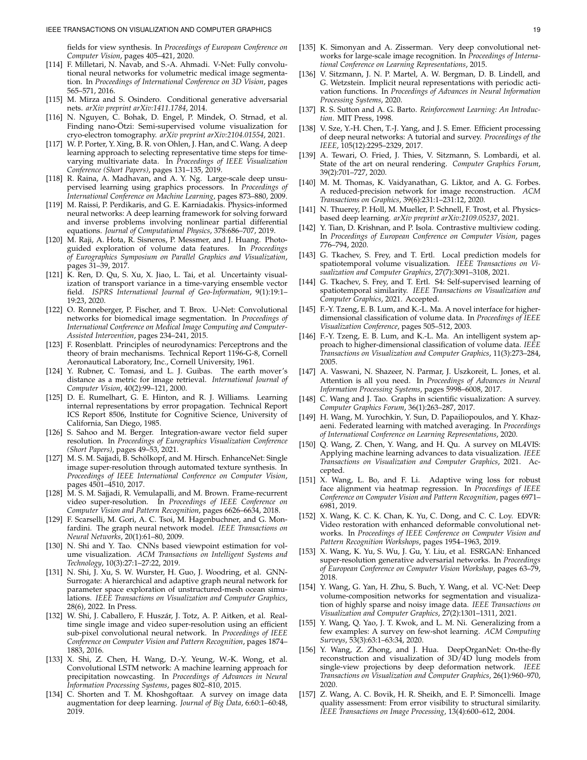fields for view synthesis. In *Proceedings of European Conference on Computer Vision*, pages 405–421, 2020.

[114] F. Milletari, N. Navab, and S.-A. Ahmadi. V-Net: Fully convolutional neural networks for volumetric medical image segmentation. In *Proceedings of International Conference on 3D Vision*, pages 565–571, 2016.

[115] M. Mirza and S. Osindero. Conditional generative adversarial nets. *arXiv preprint arXiv:1411.1784*, 2014.

[116] N. Nguyen, C. Bohak, D. Engel, P. Mindek, O. Strnad, et al. Finding nano-Ötzi: Semi-supervised volume visualization for cryo-electron tomography. *arXiv preprint arXiv:2104.01554*, 2021.

[117] W. P. Porter, Y. Xing, B. R. von Ohlen, J. Han, and C. Wang. A deep learning approach to selecting representative time steps for time-varying multivariate data. In *Proceedings of IEEE Visualization Conference (Short Papers)*, pages 131–135, 2019.

[118] R. Raina, A. Madhavan, and A. Y. Ng. Large-scale deep unsupervised learning using graphics processors. In *Proceedings of International Conference on Machine Learning*, pages 873–880, 2009.

[119] M. Raissi, P. Perdikaris, and G. E. Karniadakis. Physics-informed neural networks: A deep learning framework for solving forward and inverse problems involving nonlinear partial differential equations. *Journal of Computational Physics*, 378:686–707, 2019.

[120] M. Raji, A. Hota, R. Sisneros, P. Messmer, and J. Huang. Photo-guided exploration of volume data features. In *Proceedings of Eurographics Symposium on Parallel Graphics and Visualization*, pages 31–39, 2017.

[121] K. Ren, D. Qu, S. Xu, X. Jiao, L. Tai, et al. Uncertainty visualization of transport variance in a time-varying ensemble vector field. *ISPRS International Journal of Geo-Information*, 9(1):19:1–19:23, 2020.

[122] O. Ronneberger, P. Fischer, and T. Brox. U-Net: Convolutional networks for biomedical image segmentation. In *Proceedings of International Conference on Medical Image Computing and Computer-Assisted Intervention*, pages 234–241, 2015.

[123] F. Rosenblatt. Principles of neurodynamics: Perceptrons and the theory of brain mechanisms. Technical Report 1196-G-8, Cornell Aeronautical Laboratory, Inc., Cornell University, 1961.

[124] Y. Rubner, C. Tomasi, and L. J. Guibas. The earth mover's distance as a metric for image retrieval. *International Journal of Computer Vision*, 40(2):99–121, 2000.

[125] D. E. Rumelhart, G. E. Hinton, and R. J. Williams. Learning internal representations by error propagation. Technical Report ICS Report 8506, Institute for Cognitive Science, University of California, San Diego, 1985.

[126] S. Sahoo and M. Berger. Integration-aware vector field super resolution. In *Proceedings of Eurographics Visualization Conference (Short Papers)*, pages 49–53, 2021.

[127] M. S. M. Sajjadi, B. Schölkopf, and M. Hirsch. EnhanceNet: Single image super-resolution through automated texture synthesis. In *Proceedings of IEEE International Conference on Computer Vision*, pages 4501–4510, 2017.

[128] M. S. M. Sajjadi, R. Vemulapalli, and M. Brown. Frame-recurrent video super-resolution. In *Proceedings of IEEE Conference on Computer Vision and Pattern Recognition*, pages 6626–6634, 2018.

[129] F. Scarselli, M. Gori, A. C. Tsoi, M. Hagenbuchner, and G. Monfardini. The graph neural network model. *IEEE Transactions on Neural Networks*, 20(1):61–80, 2009.

[130] N. Shi and Y. Tao. CNNs based viewpoint estimation for volume visualization. *ACM Transactions on Intelligent Systems and Technology*, 10(3):27:1–27:22, 2019.

[131] N. Shi, J. Xu, S. W. Wurster, H. Guo, J. Woodring, et al. GNN-Surrogate: A hierarchical and adaptive graph neural network for parameter space exploration of unstructured-mesh ocean simulations. *IEEE Transactions on Visualization and Computer Graphics*, 28(6), 2022. In Press.

[132] W. Shi, J. Caballero, F. Huszár, J. Totz, A. P. Aitken, et al. Real-time single image and video super-resolution using an efficient sub-pixel convolutional neural network. In *Proceedings of IEEE Conference on Computer Vision and Pattern Recognition*, pages 1874–1883, 2016.

[133] X. Shi, Z. Chen, H. Wang, D.-Y. Yeung, W.-K. Wong, et al. Convolutional LSTM network: A machine learning approach for precipitation nowcasting. In *Proceedings of Advances in Neural Information Processing Systems*, pages 802–810, 2015.

[134] C. Shorten and T. M. Khoshgoftaar. A survey on image data augmentation for deep learning. *Journal of Big Data*, 6:60:1–60:48, 2019.

[135] K. Simonyan and A. Zisserman. Very deep convolutional networks for large-scale image recognition. In *Proceedings of International Conference on Learning Representations*, 2015.

[136] V. Sitzmann, J. N. P. Martel, A. W. Bergman, D. B. Lindell, and G. Wetzstein. Implicit neural representations with periodic activation functions. In *Proceedings of Advances in Neural Information Processing Systems*, 2020.

[137] R. S. Sutton and A. G. Barto. *Reinforcement Learning: An Introduction*. MIT Press, 1998.

[138] V. Sze, Y.-H. Chen, T.-J. Yang, and J. S. Emer. Efficient processing of deep neural networks: A tutorial and survey. *Proceedings of the IEEE*, 105(12):2295–2329, 2017.

[139] A. Tewari, O. Fried, J. Thies, V. Sitzmann, S. Lombardi, et al. State of the art on neural rendering. *Computer Graphics Forum*, 39(2):701–727, 2020.

[140] M. M. Thomas, K. Vaidyanathan, G. Liktor, and A. G. Forbes. A reduced-precision network for image reconstruction. *ACM Transactions on Graphics*, 39(6):231:1–231:12, 2020.

[141] N. Thuerey, P. Holl, M. Mueller, P. Schnell, F. Trost, et al. Physics-based deep learning. *arXiv preprint arXiv:2109.05237*, 2021.

[142] Y. Tian, D. Krishnan, and P. Isola. Contrastive multiview coding. In *Proceedings of European Conference on Computer Vision*, pages 776–794, 2020.

[143] G. Tkachev, S. Frey, and T. Ertl. Local prediction models for spatiotemporal volume visualization. *IEEE Transactions on Visualization and Computer Graphics*, 27(7):3091–3108, 2021.

[144] G. Tkachev, S. Frey, and T. Ertl. S4: Self-supervised learning of spatiotemporal similarity. *IEEE Transactions on Visualization and Computer Graphics*, 2021. Accepted.

[145] F.-Y. Tzeng, E. B. Lum, and K.-L. Ma. A novel interface for higher-dimensional classification of volume data. In *Proceedings of IEEE Visualization Conference*, pages 505–512, 2003.

[146] F.-Y. Tzeng, E. B. Lum, and K.-L. Ma. An intelligent system approach to higher-dimensional classification of volume data. *IEEE Transactions on Visualization and Computer Graphics*, 11(3):273–284, 2005.

[147] A. Vaswani, N. Shazeer, N. Parmar, J. Uszkoreit, L. Jones, et al. Attention is all you need. In *Proceedings of Advances in Neural Information Processing Systems*, pages 5998–6008, 2017.

[148] C. Wang and J. Tao. Graphs in scientific visualization: A survey. *Computer Graphics Forum*, 36(1):263–287, 2017.

[149] H. Wang, M. Yurochkin, Y. Sun, D. Papailiopoulos, and Y. Khazaeni. Federated learning with matched averaging. In *Proceedings of International Conference on Learning Representations*, 2020.

[150] Q. Wang, Z. Chen, Y. Wang, and H. Qu. A survey on ML4VIS: Applying machine learning advances to data visualization. *IEEE Transactions on Visualization and Computer Graphics*, 2021. Accepted.

[151] X. Wang, L. Bo, and F. Li. Adaptive wing loss for robust face alignment via heatmap regression. In *Proceedings of IEEE Conference on Computer Vision and Pattern Recognition*, pages 6971–6981, 2019.

[152] X. Wang, K. C. K. Chan, K. Yu, C. Dong, and C. C. Loy. EDVR: Video restoration with enhanced deformable convolutional networks. In *Proceedings of IEEE Conference on Computer Vision and Pattern Recognition Workshops*, pages 1954–1963, 2019.

[153] X. Wang, K. Yu, S. Wu, J. Gu, Y. Liu, et al. ESRGAN: Enhanced super-resolution generative adversarial networks. In *Proceedings of European Conference on Computer Vision Workshop*, pages 63–79, 2018.

[154] Y. Wang, G. Yan, H. Zhu, S. Buch, Y. Wang, et al. VC-Net: Deep volume-composition networks for segmentation and visualization of highly sparse and noisy image data. *IEEE Transactions on Visualization and Computer Graphics*, 27(2):1301–1311, 2021.

[155] Y. Wang, Q. Yao, J. T. Kwok, and L. M. Ni. Generalizing from a few examples: A survey on few-shot learning. *ACM Computing Surveys*, 53(3):63:1–63:34, 2020.

[156] Y. Wang, Z. Zhong, and J. Hua. DeepOrganNet: On-the-fly reconstruction and visualization of 3D/4D lung models from single-view projections by deep deformation network. *IEEE Transactions on Visualization and Computer Graphics*, 26(1):960–970, 2020.

[157] Z. Wang, A. C. Bovik, H. R. Sheikh, and E. P. Simoncelli. Image quality assessment: From error visibility to structural similarity. *IEEE Transactions on Image Processing*, 13(4):600–612, 2004.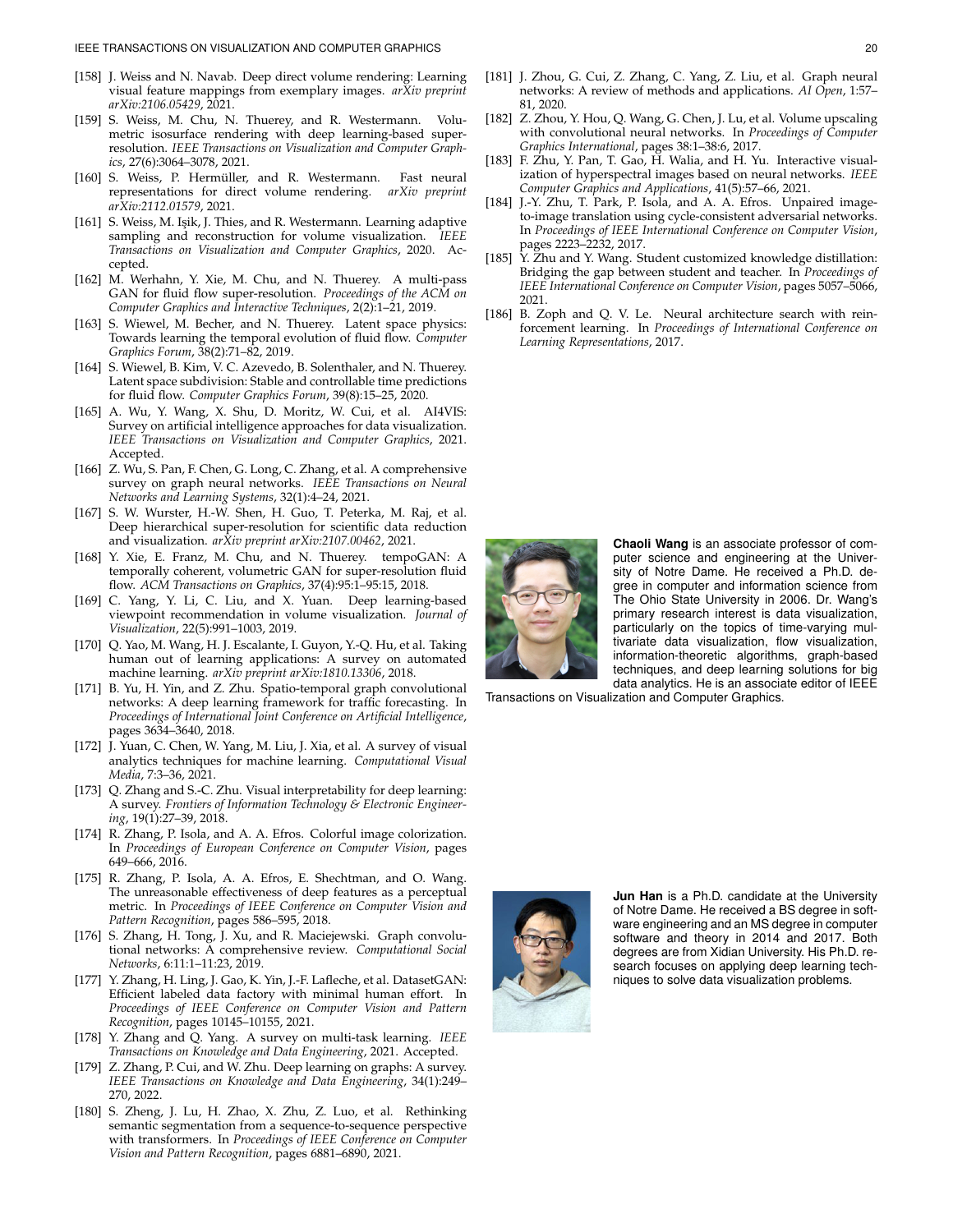[158] J. Weiss and N. Navab. Deep direct volume rendering: Learning visual feature mappings from exemplary images. *arXiv preprint arXiv:2106.05429*, 2021.

[159] S. Weiss, M. Chu, N. Thuerey, and R. Westermann. Volumetric isosurface rendering with deep learning-based super-resolution. *IEEE Transactions on Visualization and Computer Graphics*, 27(6):3064–3078, 2021.

[160] S. Weiss, P. Hermüller, and R. Westermann. Fast neural representations for direct volume rendering. *arXiv preprint arXiv:2112.01579*, 2021.

[161] S. Weiss, M. Işik, J. Thies, and R. Westermann. Learning adaptive sampling and reconstruction for volume visualization. *IEEE Transactions on Visualization and Computer Graphics*, 2020. Accepted.

[162] M. Werhahn, Y. Xie, M. Chu, and N. Thuerey. A multi-pass GAN for fluid flow super-resolution. *Proceedings of the ACM on Computer Graphics and Interactive Techniques*, 2(2):1–21, 2019.

[163] S. Wiewel, M. Becher, and N. Thuerey. Latent space physics: Towards learning the temporal evolution of fluid flow. *Computer Graphics Forum*, 38(2):71–82, 2019.

[164] S. Wiewel, B. Kim, V. C. Azevedo, B. Solenthaler, and N. Thuerey. Latent space subdivision: Stable and controllable time predictions for fluid flow. *Computer Graphics Forum*, 39(8):15–25, 2020.

[165] A. Wu, Y. Wang, X. Shu, D. Moritz, W. Cui, et al. AI4VIS: Survey on artificial intelligence approaches for data visualization. *IEEE Transactions on Visualization and Computer Graphics*, 2021. Accepted.

[166] Z. Wu, S. Pan, F. Chen, G. Long, C. Zhang, et al. A comprehensive survey on graph neural networks. *IEEE Transactions on Neural Networks and Learning Systems*, 32(1):4–24, 2021.

[167] S. W. Wurster, H.-W. Shen, H. Guo, T. Peterka, M. Raj, et al. Deep hierarchical super-resolution for scientific data reduction and visualization. *arXiv preprint arXiv:2107.00462*, 2021.

[168] Y. Xie, E. Franz, M. Chu, and N. Thuerey. tempoGAN: A temporally coherent, volumetric GAN for super-resolution fluid flow. *ACM Transactions on Graphics*, 37(4):95:1–95:15, 2018.

[169] C. Yang, Y. Li, C. Liu, and X. Yuan. Deep learning-based viewpoint recommendation in volume visualization. *Journal of Visualization*, 22(5):991–1003, 2019.

[170] Q. Yao, M. Wang, H. J. Escalante, I. Guyon, Y.-Q. Hu, et al. Taking human out of learning applications: A survey on automated machine learning. *arXiv preprint arXiv:1810.13306*, 2018.

[171] B. Yu, H. Yin, and Z. Zhu. Spatio-temporal graph convolutional networks: A deep learning framework for traffic forecasting. In *Proceedings of International Joint Conference on Artificial Intelligence*, pages 3634–3640, 2018.

[172] J. Yuan, C. Chen, W. Yang, M. Liu, J. Xia, et al. A survey of visual analytics techniques for machine learning. *Computational Visual Media*, 7:3–36, 2021.

[173] Q. Zhang and S.-C. Zhu. Visual interpretability for deep learning: A survey. *Frontiers of Information Technology & Electronic Engineering*, 19(1):27–39, 2018.

[174] R. Zhang, P. Isola, and A. A. Efros. Colorful image colorization. In *Proceedings of European Conference on Computer Vision*, pages 649–666, 2016.

[175] R. Zhang, P. Isola, A. A. Efros, E. Shechtman, and O. Wang. The unreasonable effectiveness of deep features as a perceptual metric. In *Proceedings of IEEE Conference on Computer Vision and Pattern Recognition*, pages 586–595, 2018.

[176] S. Zhang, H. Tong, J. Xu, and R. Maciejewski. Graph convolutional networks: A comprehensive review. *Computational Social Networks*, 6:11:1–11:23, 2019.

[177] Y. Zhang, H. Ling, J. Gao, K. Yin, J.-F. Lafleche, et al. DatasetGAN: Efficient labeled data factory with minimal human effort. In *Proceedings of IEEE Conference on Computer Vision and Pattern Recognition*, pages 10145–10155, 2021.

[178] Y. Zhang and Q. Yang. A survey on multi-task learning. *IEEE Transactions on Knowledge and Data Engineering*, 2021. Accepted.

[179] Z. Zhang, P. Cui, and W. Zhu. Deep learning on graphs: A survey. *IEEE Transactions on Knowledge and Data Engineering*, 34(1):249–270, 2022.

[180] S. Zheng, J. Lu, H. Zhao, X. Zhu, Z. Luo, et al. Rethinking semantic segmentation from a sequence-to-sequence perspective with transformers. In *Proceedings of IEEE Conference on Computer Vision and Pattern Recognition*, pages 6881–6890, 2021.

[181] J. Zhou, G. Cui, Z. Zhang, C. Yang, Z. Liu, et al. Graph neural networks: A review of methods and applications. *AI Open*, 1:57–81, 2020.

[182] Z. Zhou, Y. Hou, Q. Wang, G. Chen, J. Lu, et al. Volume upscaling with convolutional neural networks. In *Proceedings of Computer Graphics International*, pages 38:1–38:6, 2017.

[183] F. Zhu, Y. Pan, T. Gao, H. Walia, and H. Yu. Interactive visualization of hyperspectral images based on neural networks. *IEEE Computer Graphics and Applications*, 41(5):57–66, 2021.

[184] J.-Y. Zhu, T. Park, P. Isola, and A. A. Efros. Unpaired image-to-image translation using cycle-consistent adversarial networks. In *Proceedings of IEEE International Conference on Computer Vision*, pages 2223–2232, 2017.

[185] Y. Zhu and Y. Wang. Student customized knowledge distillation: Bridging the gap between student and teacher. In *Proceedings of IEEE International Conference on Computer Vision*, pages 5057–5066, 2021.

[186] B. Zoph and Q. V. Le. Neural architecture search with reinforcement learning. In *Proceedings of International Conference on Learning Representations*, 2017.

**Chaoli Wang** is an associate professor of computer science and engineering at the University of Notre Dame. He received a Ph.D. degree in computer and information science from The Ohio State University in 2006. Dr. Wang's primary research interest is data visualization, particularly on the topics of time-varying multivariate data visualization, flow visualization, information-theoretic algorithms, graph-based techniques, and deep learning solutions for big data analytics. He is an associate editor of IEEE Transactions on Visualization and Computer Graphics.

**Jun Han** is a Ph.D. candidate at the University of Notre Dame. He received a BS degree in software engineering and an MS degree in computer software and theory in 2014 and 2017. Both degrees are from Xidian University. His Ph.D. research focuses on applying deep learning techniques to solve data visualization problems.